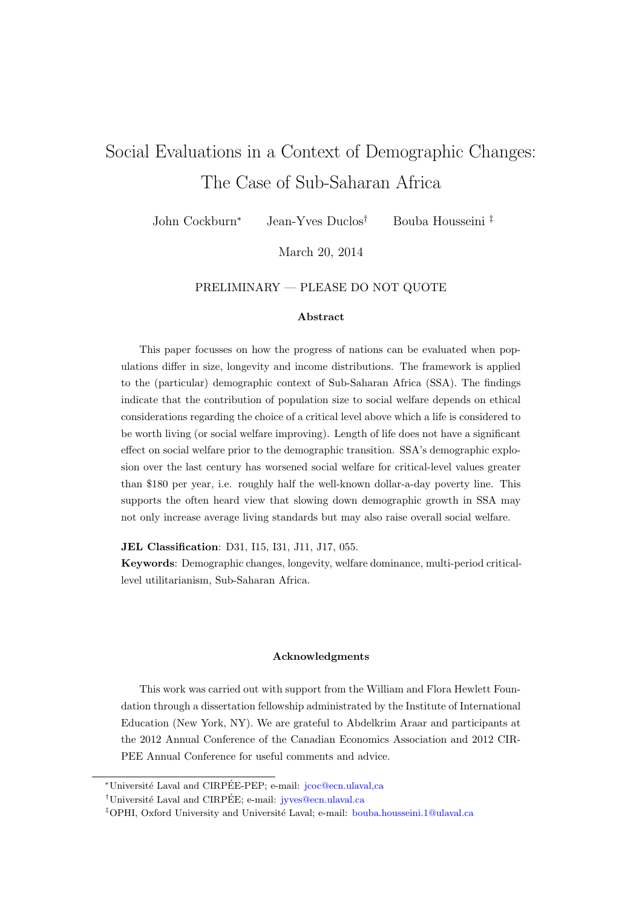# Social Evaluations in a Context of Demographic Changes: The Case of Sub-Saharan Africa

John Cockburn[*] Jean-Yves Duclos[†] Bouba Housseini [‡]

March 20, 2014

PRELIMINARY — PLEASE DO NOT QUOTE

### Abstract

This paper focusses on how the progress of nations can be evaluated when populations differ in size, longevity and income distributions. The framework is applied to the (particular) demographic context of Sub-Saharan Africa (SSA). The findings indicate that the contribution of population size to social welfare depends on ethical considerations regarding the choice of a critical level above which a life is considered to be worth living (or social welfare improving). Length of life does not have a significant effect on social welfare prior to the demographic transition. SSA's demographic explosion over the last century has worsened social welfare for critical-level values greater than \$180 per year, i.e. roughly half the well-known dollar-a-day poverty line. This supports the often heard view that slowing down demographic growth in SSA may not only increase average living standards but may also raise overall social welfare.

**JEL Classification**: D31, I15, I31, J11, J17, 055.

**Keywords**: Demographic changes, longevity, welfare dominance, multi-period critical-level utilitarianism, Sub-Saharan Africa.

### Acknowledgments

This work was carried out with support from the William and Flora Hewlett Foundation through a dissertation fellowship administrated by the Institute of International Education (New York, NY). We are grateful to Abdelkrim Araar and participants at the 2012 Annual Conference of the Canadian Economics Association and 2012 CIRPEE Annual Conference for useful comments and advice.

---

[*] Université Laval and CIRPÉE-PEP; e-mail: jcoc@ecn.ulaval,ca

[†] Université Laval and CIRPÉE; e-mail: jyves@ecn.ulaval.ca

[‡] OPHI, Oxford University and Université Laval; e-mail: bouba.housseini.1@ulaval.ca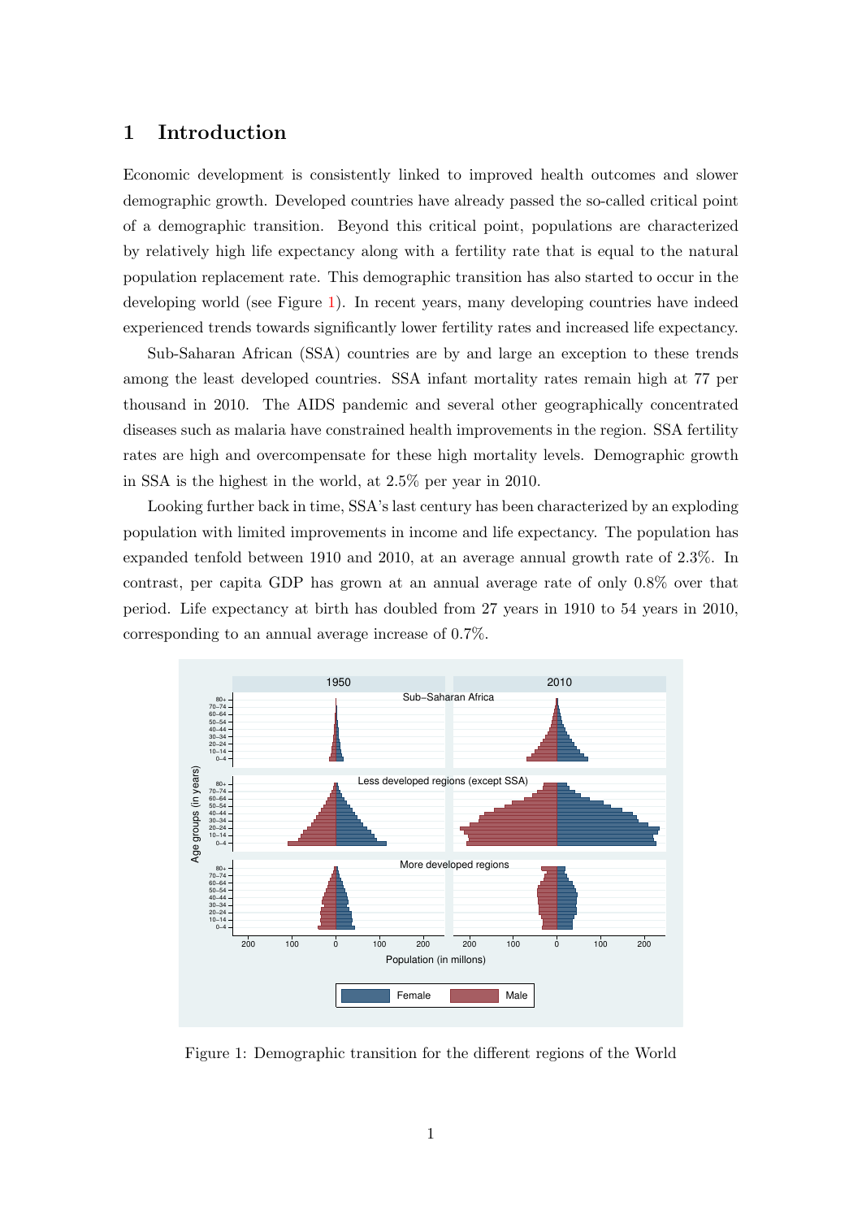# 1 Introduction

Economic development is consistently linked to improved health outcomes and slower demographic growth. Developed countries have already passed the so-called critical point of a demographic transition. Beyond this critical point, populations are characterized by relatively high life expectancy along with a fertility rate that is equal to the natural population replacement rate. This demographic transition has also started to occur in the developing world (see Figure 1). In recent years, many developing countries have indeed experienced trends towards significantly lower fertility rates and increased life expectancy.

Sub-Saharan African (SSA) countries are by and large an exception to these trends among the least developed countries. SSA infant mortality rates remain high at 77 per thousand in 2010. The AIDS pandemic and several other geographically concentrated diseases such as malaria have constrained health improvements in the region. SSA fertility rates are high and overcompensate for these high mortality levels. Demographic growth in SSA is the highest in the world, at 2.5% per year in 2010.

Looking further back in time, SSA's last century has been characterized by an exploding population with limited improvements in income and life expectancy. The population has expanded tenfold between 1910 and 2010, at an average annual growth rate of 2.3%. In contrast, per capita GDP has grown at an annual average rate of only 0.8% over that period. Life expectancy at birth has doubled from 27 years in 1910 to 54 years in 2010, corresponding to an annual average increase of 0.7%.

Figure 1: Demographic transition for the different regions of the World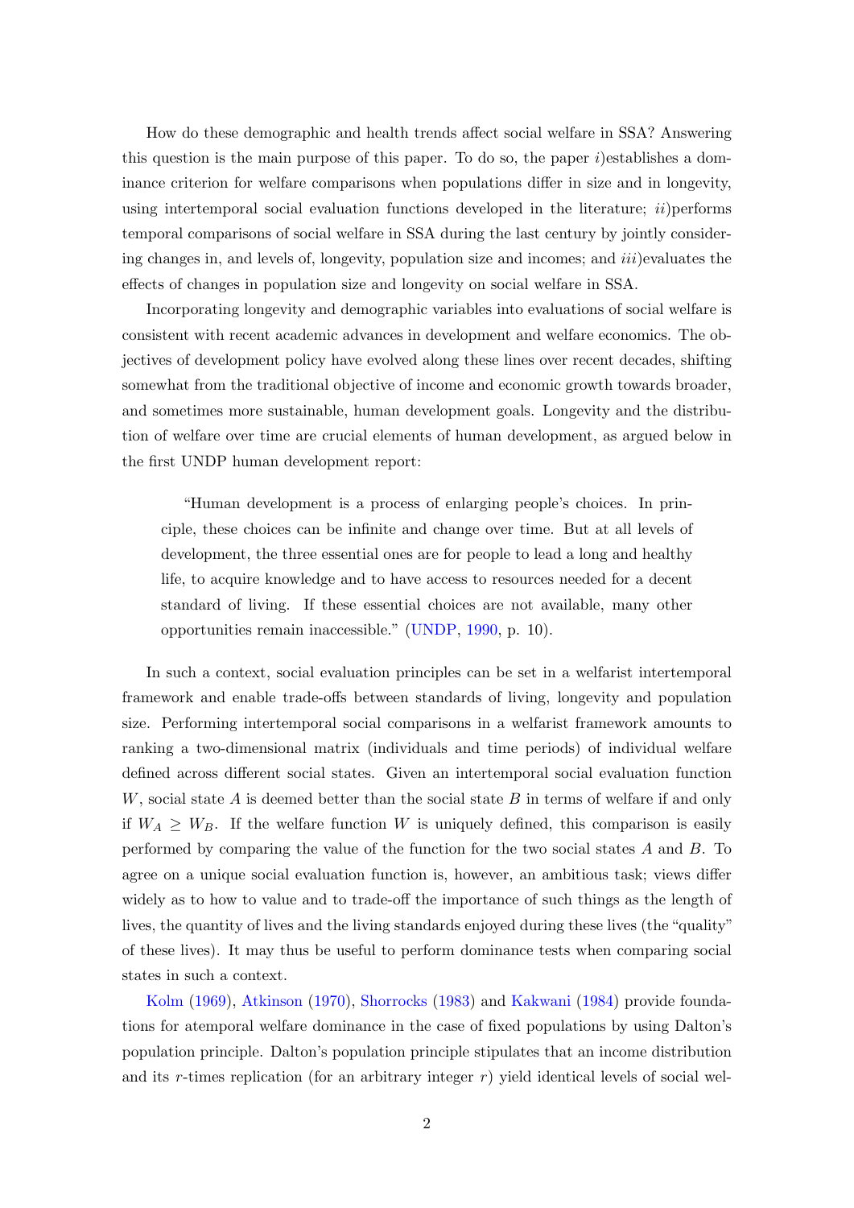How do these demographic and health trends affect social welfare in SSA? Answering this question is the main purpose of this paper. To do so, the paper *i*)establishes a dominance criterion for welfare comparisons when populations differ in size and in longevity, using intertemporal social evaluation functions developed in the literature; *ii*)performs temporal comparisons of social welfare in SSA during the last century by jointly considering changes in, and levels of, longevity, population size and incomes; and *iii*)evaluates the effects of changes in population size and longevity on social welfare in SSA.

Incorporating longevity and demographic variables into evaluations of social welfare is consistent with recent academic advances in development and welfare economics. The objectives of development policy have evolved along these lines over recent decades, shifting somewhat from the traditional objective of income and economic growth towards broader, and sometimes more sustainable, human development goals. Longevity and the distribution of welfare over time are crucial elements of human development, as argued below in the first UNDP human development report:

> "Human development is a process of enlarging people's choices. In principle, these choices can be infinite and change over time. But at all levels of development, the three essential ones are for people to lead a long and healthy life, to acquire knowledge and to have access to resources needed for a decent standard of living. If these essential choices are not available, many other opportunities remain inaccessible." (UNDP, 1990, p. 10).

In such a context, social evaluation principles can be set in a welfarist intertemporal framework and enable trade-offs between standards of living, longevity and population size. Performing intertemporal social comparisons in a welfarist framework amounts to ranking a two-dimensional matrix (individuals and time periods) of individual welfare defined across different social states. Given an intertemporal social evaluation function $W$, social state $A$ is deemed better than the social state $B$ in terms of welfare if and only if $W_A \geq W_B$. If the welfare function $W$ is uniquely defined, this comparison is easily performed by comparing the value of the function for the two social states $A$ and $B$. To agree on a unique social evaluation function is, however, an ambitious task; views differ widely as to how to value and to trade-off the importance of such things as the length of lives, the quantity of lives and the living standards enjoyed during these lives (the "quality" of these lives). It may thus be useful to perform dominance tests when comparing social states in such a context.

Kolm (1969), Atkinson (1970), Shorrocks (1983) and Kakwani (1984) provide foundations for atemporal welfare dominance in the case of fixed populations by using Dalton's population principle. Dalton's population principle stipulates that an income distribution and its $r$-times replication (for an arbitrary integer $r$) yield identical levels of social wel-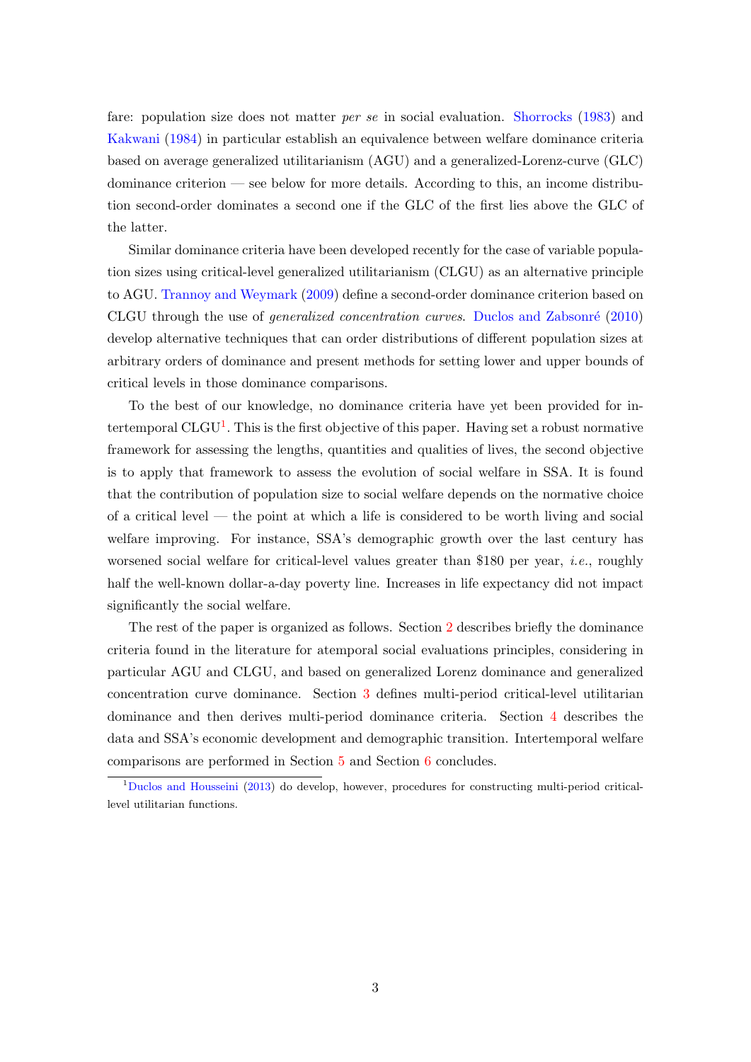fare: population size does not matter *per se* in social evaluation. Shorrocks (1983) and Kakwani (1984) in particular establish an equivalence between welfare dominance criteria based on average generalized utilitarianism (AGU) and a generalized-Lorenz-curve (GLC) dominance criterion — see below for more details. According to this, an income distribution second-order dominates a second one if the GLC of the first lies above the GLC of the latter.

Similar dominance criteria have been developed recently for the case of variable population sizes using critical-level generalized utilitarianism (CLGU) as an alternative principle to AGU. Trannoy and Weymark (2009) define a second-order dominance criterion based on CLGU through the use of *generalized concentration curves*. Duclos and Zabsonré (2010) develop alternative techniques that can order distributions of different population sizes at arbitrary orders of dominance and present methods for setting lower and upper bounds of critical levels in those dominance comparisons.

To the best of our knowledge, no dominance criteria have yet been provided for intertemporal CLGU[1]. This is the first objective of this paper. Having set a robust normative framework for assessing the lengths, quantities and qualities of lives, the second objective is to apply that framework to assess the evolution of social welfare in SSA. It is found that the contribution of population size to social welfare depends on the normative choice of a critical level — the point at which a life is considered to be worth living and social welfare improving. For instance, SSA's demographic growth over the last century has worsened social welfare for critical-level values greater than \$180 per year, *i.e.*, roughly half the well-known dollar-a-day poverty line. Increases in life expectancy did not impact significantly the social welfare.

The rest of the paper is organized as follows. Section 2 describes briefly the dominance criteria found in the literature for atemporal social evaluations principles, considering in particular AGU and CLGU, and based on generalized Lorenz dominance and generalized concentration curve dominance. Section 3 defines multi-period critical-level utilitarian dominance and then derives multi-period dominance criteria. Section 4 describes the data and SSA's economic development and demographic transition. Intertemporal welfare comparisons are performed in Section 5 and Section 6 concludes.

[1] Duclos and Housseini (2013) do develop, however, procedures for constructing multi-period critical-level utilitarian functions.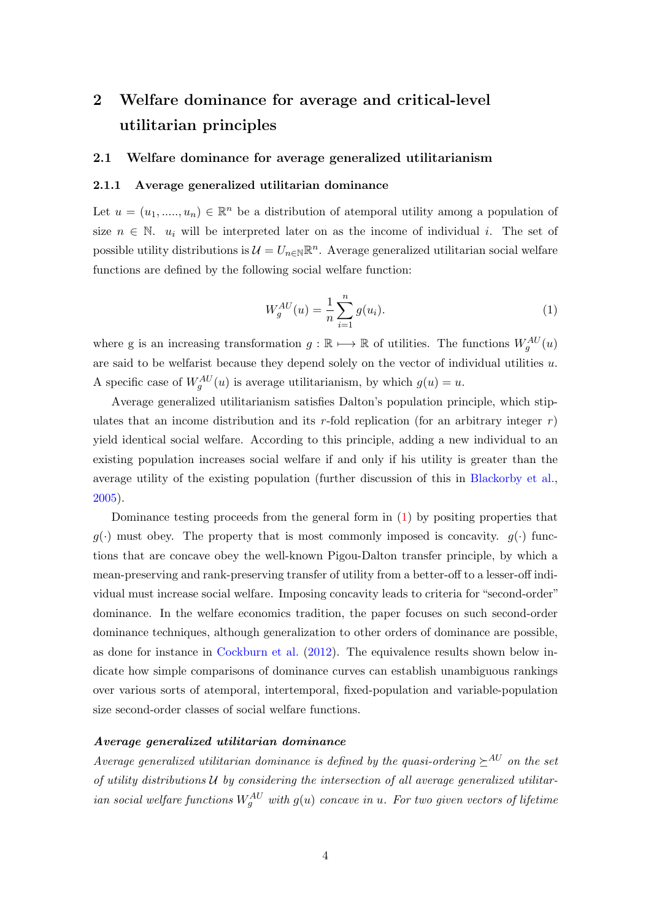# 2 Welfare dominance for average and critical-level utilitarian principles

## 2.1 Welfare dominance for average generalized utilitarianism

### 2.1.1 Average generalized utilitarian dominance

Let $u = (u_1, ....., u_n) \in \mathbb{R}^n$ be a distribution of atemporal utility among a population of size $n \in \mathbb{N}$. $u_i$ will be interpreted later on as the income of individual $i$. The set of possible utility distributions is $\mathcal{U} = U_{n \in \mathbb{N}} \mathbb{R}^n$. Average generalized utilitarian social welfare functions are defined by the following social welfare function:

$$W_g^{AU}(u) = \frac{1}{n} \sum_{i=1}^{n} g(u_i). \tag{1}$$

where g is an increasing transformation $g : \mathbb{R} \longmapsto \mathbb{R}$ of utilities. The functions $W_g^{AU}(u)$ are said to be welfarist because they depend solely on the vector of individual utilities $u$. A specific case of $W_g^{AU}(u)$ is average utilitarianism, by which $g(u) = u$.

Average generalized utilitarianism satisfies Dalton's population principle, which stipulates that an income distribution and its $r$-fold replication (for an arbitrary integer $r$) yield identical social welfare. According to this principle, adding a new individual to an existing population increases social welfare if and only if his utility is greater than the average utility of the existing population (further discussion of this in Blackorby et al., 2005).

Dominance testing proceeds from the general form in (1) by positing properties that $g(\cdot)$ must obey. The property that is most commonly imposed is concavity. $g(\cdot)$ functions that are concave obey the well-known Pigou-Dalton transfer principle, by which a mean-preserving and rank-preserving transfer of utility from a better-off to a lesser-off individual must increase social welfare. Imposing concavity leads to criteria for "second-order" dominance. In the welfare economics tradition, the paper focuses on such second-order dominance techniques, although generalization to other orders of dominance are possible, as done for instance in Cockburn et al. (2012). The equivalence results shown below indicate how simple comparisons of dominance curves can establish unambiguous rankings over various sorts of atemporal, intertemporal, fixed-population and variable-population size second-order classes of social welfare functions.

***Average generalized utilitarian dominance***

*Average generalized utilitarian dominance is defined by the quasi-ordering $\succeq^{AU}$ on the set of utility distributions $\mathcal{U}$ by considering the intersection of all average generalized utilitarian social welfare functions $W_g^{AU}$ with $g(u)$ concave in $u$. For two given vectors of lifetime*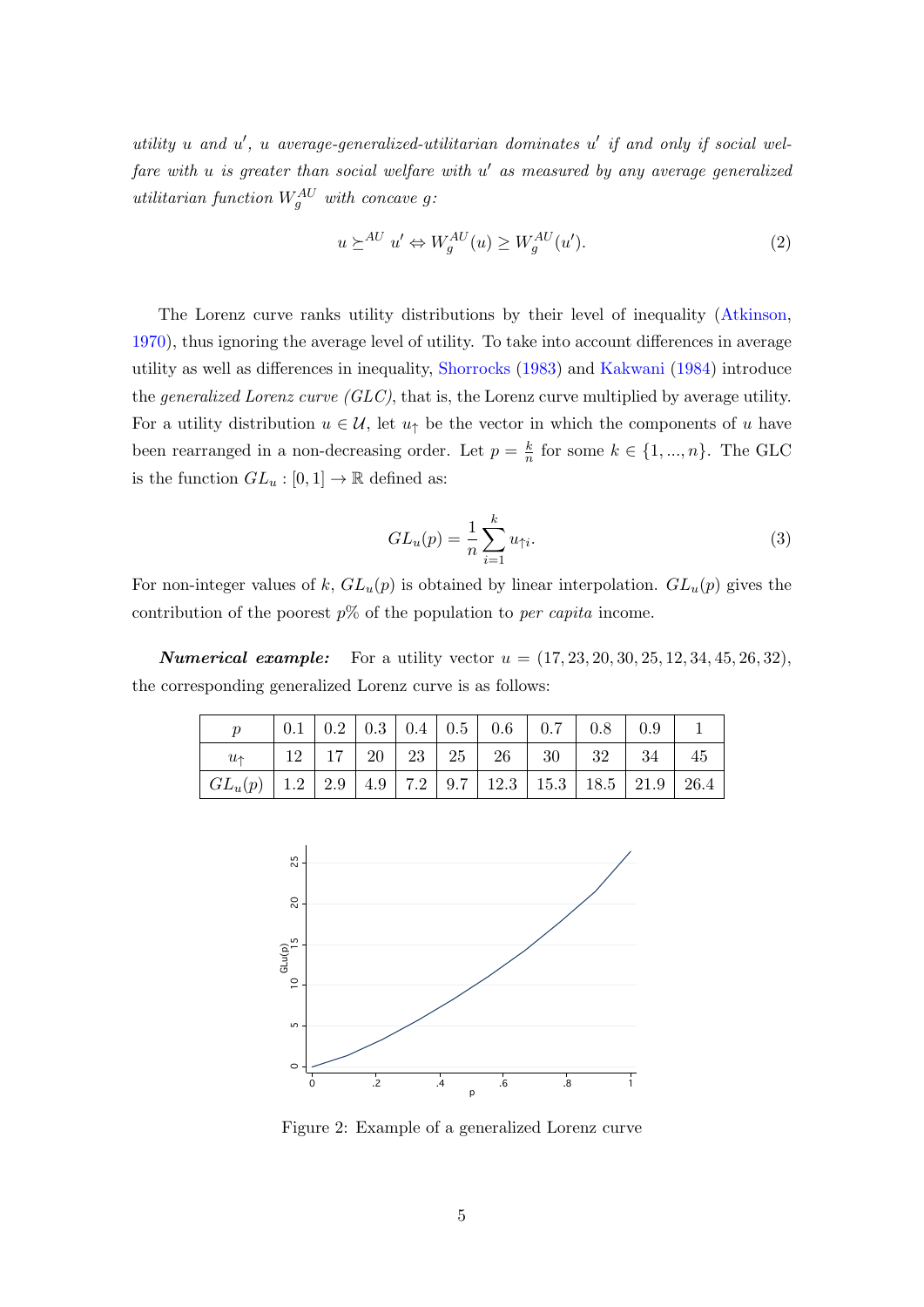*utility $u$ and $u'$, $u$ average-generalized-utilitarian dominates $u'$ if and only if social welfare with $u$ is greater than social welfare with $u'$ as measured by any average generalized utilitarian function $W_g^{AU}$ with concave $g$:*

$$u \succeq^{AU} u' \Leftrightarrow W_g^{AU}(u) \geq W_g^{AU}(u'). \tag{2}$$

The Lorenz curve ranks utility distributions by their level of inequality (Atkinson, 1970), thus ignoring the average level of utility. To take into account differences in average utility as well as differences in inequality, Shorrocks (1983) and Kakwani (1984) introduce the *generalized Lorenz curve (GLC)*, that is, the Lorenz curve multiplied by average utility. For a utility distribution $u \in \mathcal{U}$, let $u_\uparrow$ be the vector in which the components of $u$ have been rearranged in a non-decreasing order. Let $p = \frac{k}{n}$ for some $k \in \{1, ..., n\}$. The GLC is the function $GL_u : [0, 1] \to \mathbb{R}$ defined as:

$$GL_u(p) = \frac{1}{n} \sum_{i=1}^{k} u_{\uparrow i}. \tag{3}$$

For non-integer values of $k$, $GL_u(p)$ is obtained by linear interpolation. $GL_u(p)$ gives the contribution of the poorest $p$% of the population to *per capita* income.

***Numerical example:*** For a utility vector $u = (17, 23, 20, 30, 25, 12, 34, 45, 26, 32)$, the corresponding generalized Lorenz curve is as follows:

| $p$ | 0.1 | 0.2 | 0.3 | 0.4 | 0.5 | 0.6 | 0.7 | 0.8 | 0.9 | 1 |
|---|---|---|---|---|---|---|---|---|---|---|
| $u_\uparrow$ | 12 | 17 | 20 | 23 | 25 | 26 | 30 | 32 | 34 | 45 |
| $GL_u(p)$ | 1.2 | 2.9 | 4.9 | 7.2 | 9.7 | 12.3 | 15.3 | 18.5 | 21.9 | 26.4 |

Figure 2: Example of a generalized Lorenz curve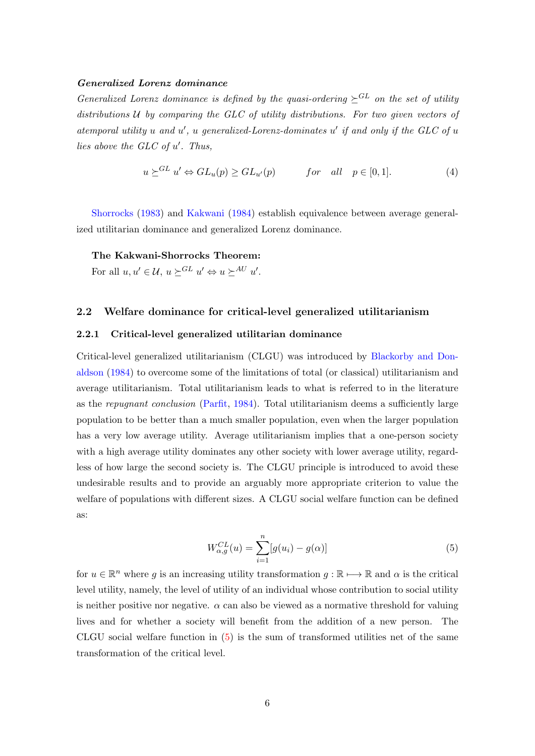***Generalized Lorenz dominance***

*Generalized Lorenz dominance is defined by the quasi-ordering $\succeq^{GL}$ on the set of utility distributions $\mathcal{U}$ by comparing the GLC of utility distributions. For two given vectors of atemporal utility $u$ and $u'$, $u$ generalized-Lorenz-dominates $u'$ if and only if the GLC of $u$ lies above the GLC of $u'$. Thus,*

$$u \succeq^{GL} u' \Leftrightarrow GL_u(p) \geq GL_{u'}(p) \qquad \textit{for} \quad \textit{all} \quad p \in [0, 1]. \tag{4}$$

Shorrocks (1983) and Kakwani (1984) establish equivalence between average generalized utilitarian dominance and generalized Lorenz dominance.

**The Kakwani-Shorrocks Theorem:**
For all $u, u' \in \mathcal{U}$, $u \succeq^{GL} u' \Leftrightarrow u \succeq^{AU} u'$.

## 2.2 Welfare dominance for critical-level generalized utilitarianism

### 2.2.1 Critical-level generalized utilitarian dominance

Critical-level generalized utilitarianism (CLGU) was introduced by Blackorby and Donaldson (1984) to overcome some of the limitations of total (or classical) utilitarianism and average utilitarianism. Total utilitarianism leads to what is referred to in the literature as the *repugnant conclusion* (Parfit, 1984). Total utilitarianism deems a sufficiently large population to be better than a much smaller population, even when the larger population has a very low average utility. Average utilitarianism implies that a one-person society with a high average utility dominates any other society with lower average utility, regardless of how large the second society is. The CLGU principle is introduced to avoid these undesirable results and to provide an arguably more appropriate criterion to value the welfare of populations with different sizes. A CLGU social welfare function can be defined as:

$$W^{CL}_{\alpha,g}(u) = \sum_{i=1}^{n} [g(u_i) - g(\alpha)] \tag{5}$$

for $u \in \mathbb{R}^n$ where $g$ is an increasing utility transformation $g : \mathbb{R} \longmapsto \mathbb{R}$ and $\alpha$ is the critical level utility, namely, the level of utility of an individual whose contribution to social utility is neither positive nor negative. $\alpha$ can also be viewed as a normative threshold for valuing lives and for whether a society will benefit from the addition of a new person. The CLGU social welfare function in (5) is the sum of transformed utilities net of the same transformation of the critical level.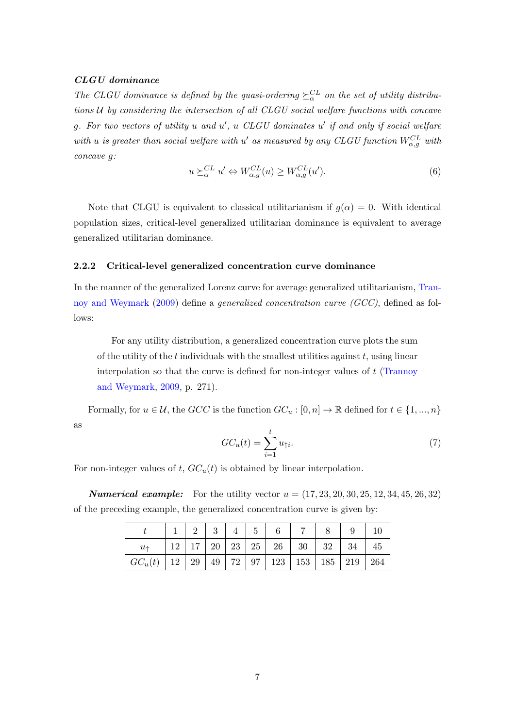***CLGU dominance***

*The CLGU dominance is defined by the quasi-ordering $\succeq_\alpha^{CL}$ on the set of utility distributions $\mathcal{U}$ by considering the intersection of all CLGU social welfare functions with concave $g$. For two vectors of utility $u$ and $u'$, $u$ CLGU dominates $u'$ if and only if social welfare with $u$ is greater than social welfare with $u'$ as measured by any CLGU function $W_{\alpha,g}^{CL}$ with concave $g$:*

$$u \succeq_\alpha^{CL} u' \Leftrightarrow W_{\alpha,g}^{CL}(u) \geq W_{\alpha,g}^{CL}(u'). \tag{6}$$

Note that CLGU is equivalent to classical utilitarianism if $g(\alpha) = 0$. With identical population sizes, critical-level generalized utilitarian dominance is equivalent to average generalized utilitarian dominance.

### 2.2.2 Critical-level generalized concentration curve dominance

In the manner of the generalized Lorenz curve for average generalized utilitarianism, Trannoy and Weymark (2009) define a *generalized concentration curve (GCC)*, defined as follows:

> For any utility distribution, a generalized concentration curve plots the sum of the utility of the $t$ individuals with the smallest utilities against $t$, using linear interpolation so that the curve is defined for non-integer values of $t$ (Trannoy and Weymark, 2009, p. 271).

Formally, for $u \in \mathcal{U}$, the $GCC$ is the function $GC_u : [0, n] \to \mathbb{R}$ defined for $t \in \{1, ..., n\}$ as

$$GC_u(t) = \sum_{i=1}^{t} u_{\uparrow i}. \tag{7}$$

For non-integer values of $t$, $GC_u(t)$ is obtained by linear interpolation.

***Numerical example:*** For the utility vector $u = (17, 23, 20, 30, 25, 12, 34, 45, 26, 32)$ of the preceding example, the generalized concentration curve is given by:

| $t$ | 1 | 2 | 3 | 4 | 5 | 6 | 7 | 8 | 9 | 10 |
|---|---|---|---|---|---|---|---|---|---|---|
| $u_\uparrow$ | 12 | 17 | 20 | 23 | 25 | 26 | 30 | 32 | 34 | 45 |
| $GC_u(t)$ | 12 | 29 | 49 | 72 | 97 | 123 | 153 | 185 | 219 | 264 |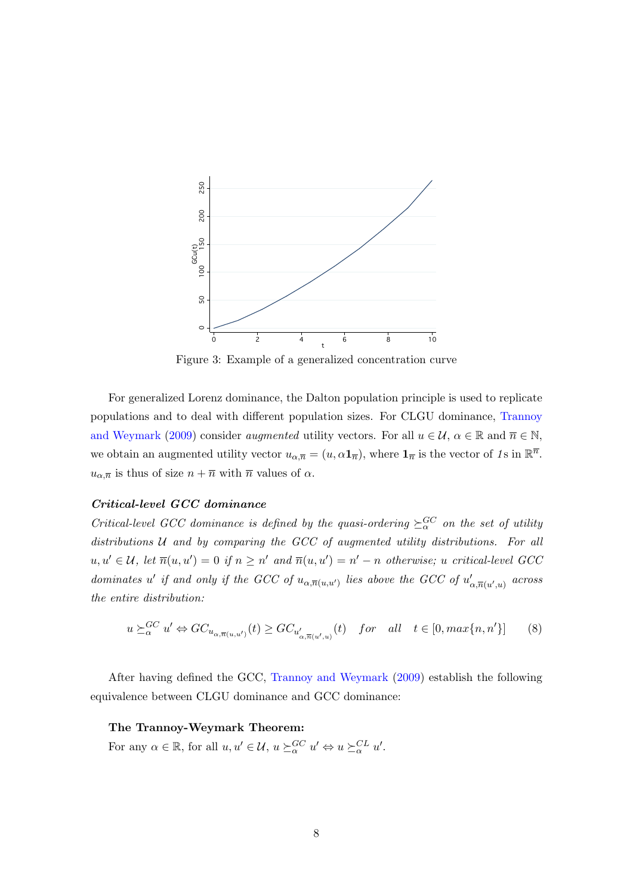Figure 3: Example of a generalized concentration curve

For generalized Lorenz dominance, the Dalton population principle is used to replicate populations and to deal with different population sizes. For CLGU dominance, Trannoy and Weymark (2009) consider *augmented* utility vectors. For all $u \in \mathcal{U}$, $\alpha \in \mathbb{R}$ and $\overline{n} \in \mathbb{N}$, we obtain an augmented utility vector $u_{\alpha,\overline{n}} = (u, \alpha \mathbf{1}_{\overline{n}})$, where $\mathbf{1}_{\overline{n}}$ is the vector of *1*s in $\mathbb{R}^{\overline{n}}$. $u_{\alpha,\overline{n}}$ is thus of size $n + \overline{n}$ with $\overline{n}$ values of $\alpha$.

***Critical-level GCC dominance***

*Critical-level GCC dominance is defined by the quasi-ordering $\succeq_{\alpha}^{GC}$ on the set of utility distributions $\mathcal{U}$ and by comparing the GCC of augmented utility distributions. For all $u, u' \in \mathcal{U}$, let $\overline{n}(u, u') = 0$ if $n \geq n'$ and $\overline{n}(u, u') = n' - n$ otherwise; $u$ critical-level GCC dominates $u'$ if and only if the GCC of $u_{\alpha,\overline{n}(u,u')}$ lies above the GCC of $u'_{\alpha,\overline{n}(u',u)}$ across the entire distribution:*

$$u \succeq_{\alpha}^{GC} u' \Leftrightarrow GC_{u_{\alpha,\overline{n}(u,u')}}(t) \geq GC_{u'_{\alpha,\overline{n}(u',u)}}(t) \quad for \quad all \quad t \in [0, max\{n, n'\}] \tag{8}$$

After having defined the GCC, Trannoy and Weymark (2009) establish the following equivalence between CLGU dominance and GCC dominance:

**The Trannoy-Weymark Theorem:**
For any $\alpha \in \mathbb{R}$, for all $u, u' \in \mathcal{U}$, $u \succeq_{\alpha}^{GC} u' \Leftrightarrow u \succeq_{\alpha}^{CL} u'$.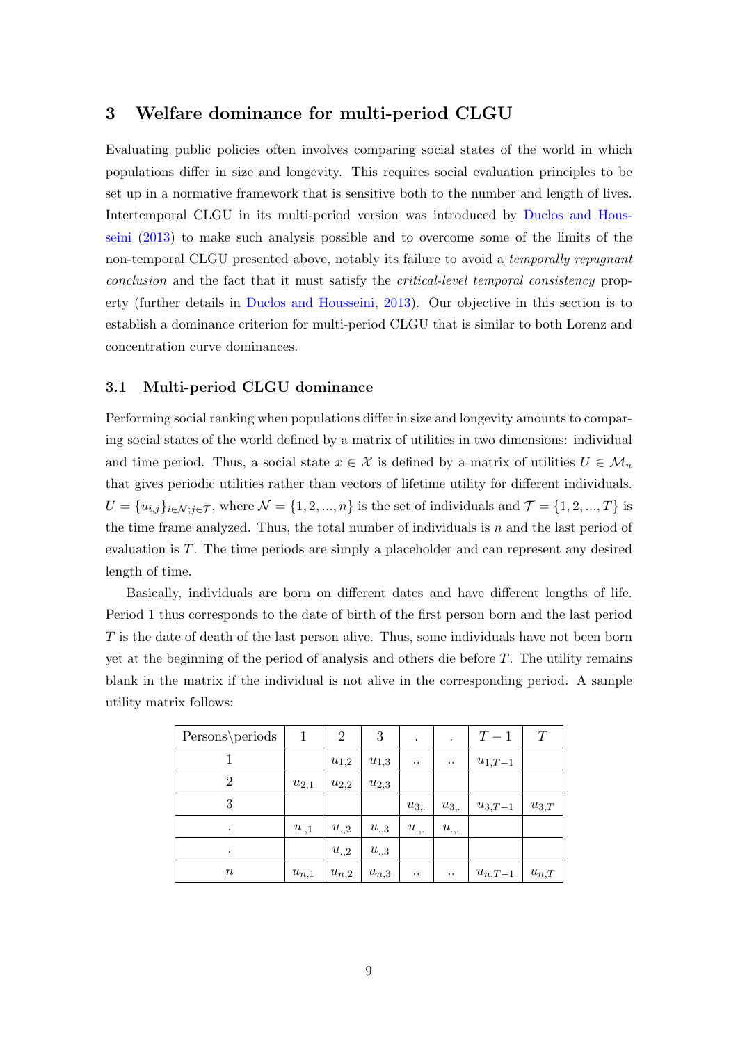## 3 Welfare dominance for multi-period CLGU

Evaluating public policies often involves comparing social states of the world in which populations differ in size and longevity. This requires social evaluation principles to be set up in a normative framework that is sensitive both to the number and length of lives. Intertemporal CLGU in its multi-period version was introduced by Duclos and Housseini (2013) to make such analysis possible and to overcome some of the limits of the non-temporal CLGU presented above, notably its failure to avoid a *temporally repugnant conclusion* and the fact that it must satisfy the *critical-level temporal consistency* property (further details in Duclos and Housseini, 2013). Our objective in this section is to establish a dominance criterion for multi-period CLGU that is similar to both Lorenz and concentration curve dominances.

### 3.1 Multi-period CLGU dominance

Performing social ranking when populations differ in size and longevity amounts to comparing social states of the world defined by a matrix of utilities in two dimensions: individual and time period. Thus, a social state $x \in \mathcal{X}$ is defined by a matrix of utilities $U \in \mathcal{M}_u$ that gives periodic utilities rather than vectors of lifetime utility for different individuals. $U = \{u_{i,j}\}_{i \in \mathcal{N}; j \in \mathcal{T}}$, where $\mathcal{N} = \{1, 2, ..., n\}$ is the set of individuals and $\mathcal{T} = \{1, 2, ..., T\}$ is the time frame analyzed. Thus, the total number of individuals is $n$ and the last period of evaluation is $T$. The time periods are simply a placeholder and can represent any desired length of time.

Basically, individuals are born on different dates and have different lengths of life. Period 1 thus corresponds to the date of birth of the first person born and the last period $T$ is the date of death of the last person alive. Thus, some individuals have not been born yet at the beginning of the period of analysis and others die before $T$. The utility remains blank in the matrix if the individual is not alive in the corresponding period. A sample utility matrix follows:

| Persons\periods | 1 | 2 | 3 | . | . | $T-1$ | $T$ |
|---|---|---|---|---|---|---|---|
| 1 | | $u_{1,2}$ | $u_{1,3}$ | .. | .. | $u_{1,T-1}$ | |
| 2 | $u_{2,1}$ | $u_{2,2}$ | $u_{2,3}$ | | | | |
| 3 | | | | $u_{3,.}$ | $u_{3,.}$ | $u_{3,T-1}$ | $u_{3,T}$ |
| . | $u_{.,1}$ | $u_{.,2}$ | $u_{.,3}$ | $u_{.,.}$ | $u_{.,.}$ | | |
| . | | $u_{.,2}$ | $u_{.,3}$ | | | | |
| $n$ | $u_{n,1}$ | $u_{n,2}$ | $u_{n,3}$ | .. | .. | $u_{n,T-1}$ | $u_{n,T}$ |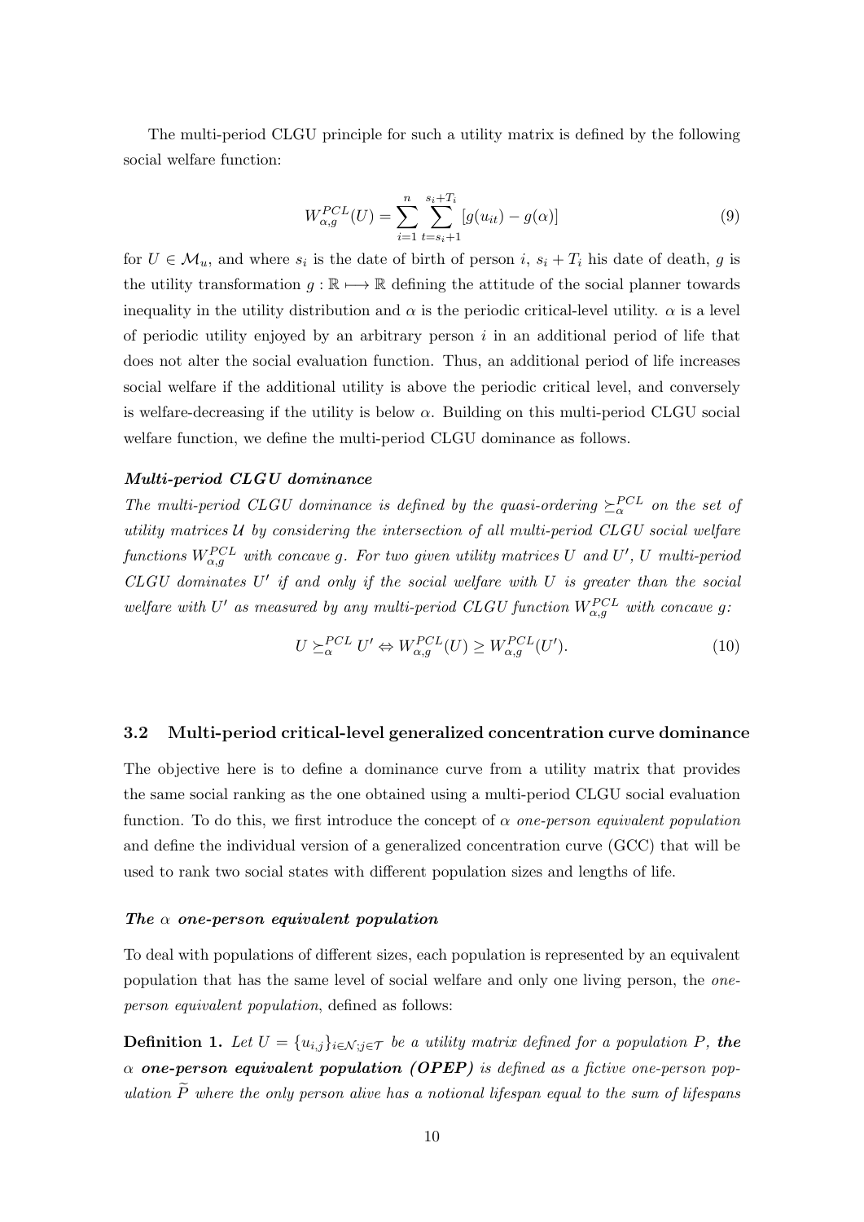The multi-period CLGU principle for such a utility matrix is defined by the following social welfare function:

$$W^{PCL}_{\alpha,g}(U) = \sum_{i=1}^{n} \sum_{t=s_i+1}^{s_i+T_i} [g(u_{it}) - g(\alpha)] \tag{9}$$

for $U \in \mathcal{M}_u$, and where $s_i$ is the date of birth of person $i$, $s_i + T_i$ his date of death, $g$ is the utility transformation $g : \mathbb{R} \longmapsto \mathbb{R}$ defining the attitude of the social planner towards inequality in the utility distribution and $\alpha$ is the periodic critical-level utility. $\alpha$ is a level of periodic utility enjoyed by an arbitrary person $i$ in an additional period of life that does not alter the social evaluation function. Thus, an additional period of life increases social welfare if the additional utility is above the periodic critical level, and conversely is welfare-decreasing if the utility is below $\alpha$. Building on this multi-period CLGU social welfare function, we define the multi-period CLGU dominance as follows.

#### *Multi-period CLGU dominance*

*The multi-period CLGU dominance is defined by the quasi-ordering $\succeq^{PCL}_{\alpha}$ on the set of utility matrices $\mathcal{U}$ by considering the intersection of all multi-period CLGU social welfare functions $W^{PCL}_{\alpha,g}$ with concave $g$. For two given utility matrices $U$ and $U'$, $U$ multi-period CLGU dominates $U'$ if and only if the social welfare with $U$ is greater than the social welfare with $U'$ as measured by any multi-period CLGU function $W^{PCL}_{\alpha,g}$ with concave $g$:*

$$U \succeq^{PCL}_{\alpha} U' \Leftrightarrow W^{PCL}_{\alpha,g}(U) \geq W^{PCL}_{\alpha,g}(U'). \tag{10}$$

### 3.2 Multi-period critical-level generalized concentration curve dominance

The objective here is to define a dominance curve from a utility matrix that provides the same social ranking as the one obtained using a multi-period CLGU social evaluation function. To do this, we first introduce the concept of *$\alpha$ one-person equivalent population* and define the individual version of a generalized concentration curve (GCC) that will be used to rank two social states with different population sizes and lengths of life.

#### *The $\alpha$ one-person equivalent population*

To deal with populations of different sizes, each population is represented by an equivalent population that has the same level of social welfare and only one living person, the *one-person equivalent population*, defined as follows:

**Definition 1.** *Let $U = \{u_{i,j}\}_{i \in \mathcal{N}; j \in \mathcal{T}}$ be a utility matrix defined for a population $P$,* ***the $\alpha$ one-person equivalent population (OPEP)*** *is defined as a fictive one-person population $\widetilde{P}$ where the only person alive has a notional lifespan equal to the sum of lifespans*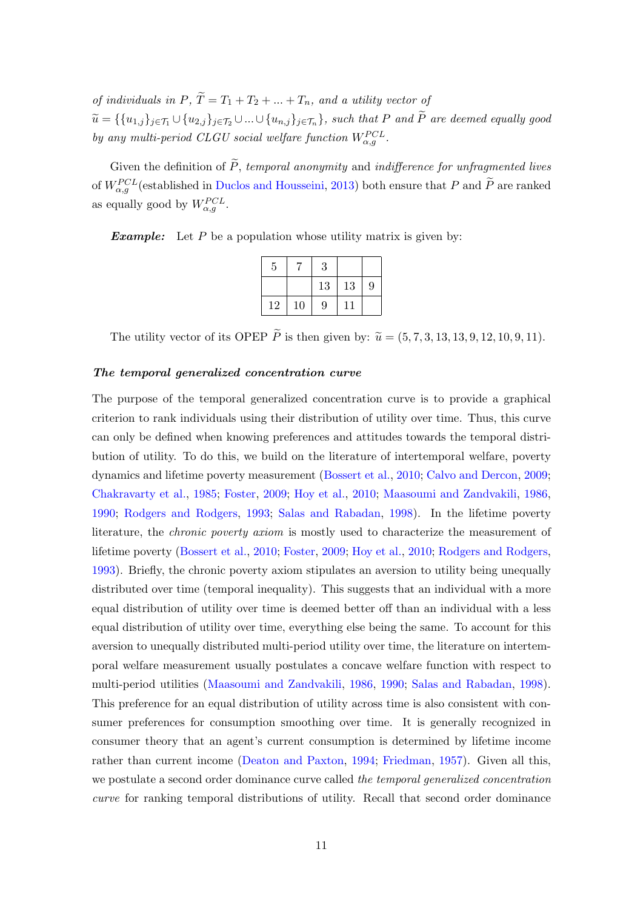*of individuals in* $P$, $\widetilde{T} = T_1 + T_2 + ... + T_n$, *and a utility vector of* $\widetilde{u} = \{\{u_{1,j}\}_{j\in\mathcal{T}_1} \cup \{u_{2,j}\}_{j\in\mathcal{T}_2} \cup ... \cup \{u_{n,j}\}_{j\in\mathcal{T}_n}\}$, *such that* $P$ *and* $\widetilde{P}$ *are deemed equally good by any multi-period CLGU social welfare function* $W^{PCL}_{\alpha,g}$.

Given the definition of $\widetilde{P}$, *temporal anonymity* and *indifference for unfragmented lives* of $W^{PCL}_{\alpha,g}$(established in Duclos and Housseini, 2013) both ensure that $P$ and $\widetilde{P}$ are ranked as equally good by $W^{PCL}_{\alpha,g}$.

***Example:*** Let $P$ be a population whose utility matrix is given by:

| | | | | |
|---|---|---|---|---|
| 5 | 7 | 3 | | |
| | | 13 | 13 | 9 |
| 12 | 10 | 9 | 11 | |

The utility vector of its OPEP $\widetilde{P}$ is then given by: $\widetilde{u} = (5, 7, 3, 13, 13, 9, 12, 10, 9, 11)$.

***The temporal generalized concentration curve***

The purpose of the temporal generalized concentration curve is to provide a graphical criterion to rank individuals using their distribution of utility over time. Thus, this curve can only be defined when knowing preferences and attitudes towards the temporal distribution of utility. To do this, we build on the literature of intertemporal welfare, poverty dynamics and lifetime poverty measurement (Bossert et al., 2010; Calvo and Dercon, 2009; Chakravarty et al., 1985; Foster, 2009; Hoy et al., 2010; Maasoumi and Zandvakili, 1986, 1990; Rodgers and Rodgers, 1993; Salas and Rabadan, 1998). In the lifetime poverty literature, the *chronic poverty axiom* is mostly used to characterize the measurement of lifetime poverty (Bossert et al., 2010; Foster, 2009; Hoy et al., 2010; Rodgers and Rodgers, 1993). Briefly, the chronic poverty axiom stipulates an aversion to utility being unequally distributed over time (temporal inequality). This suggests that an individual with a more equal distribution of utility over time is deemed better off than an individual with a less equal distribution of utility over time, everything else being the same. To account for this aversion to unequally distributed multi-period utility over time, the literature on intertemporal welfare measurement usually postulates a concave welfare function with respect to multi-period utilities (Maasoumi and Zandvakili, 1986, 1990; Salas and Rabadan, 1998). This preference for an equal distribution of utility across time is also consistent with consumer preferences for consumption smoothing over time. It is generally recognized in consumer theory that an agent's current consumption is determined by lifetime income rather than current income (Deaton and Paxton, 1994; Friedman, 1957). Given all this, we postulate a second order dominance curve called *the temporal generalized concentration curve* for ranking temporal distributions of utility. Recall that second order dominance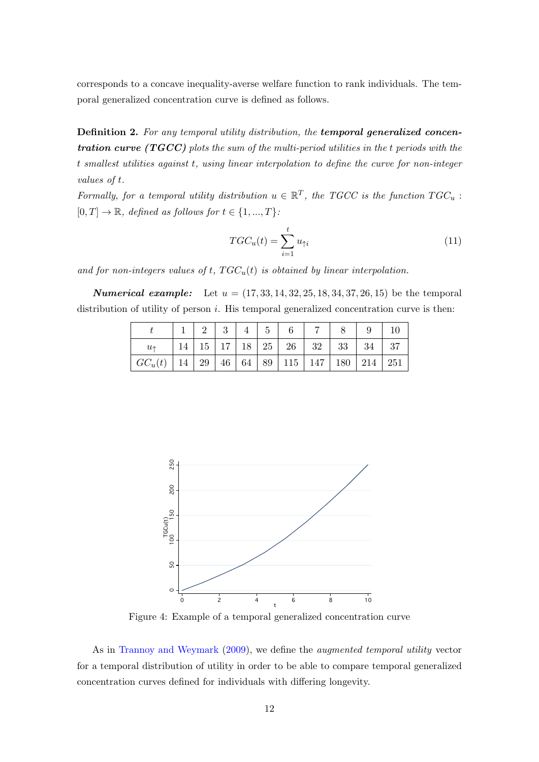corresponds to a concave inequality-averse welfare function to rank individuals. The temporal generalized concentration curve is defined as follows.

**Definition 2.** *For any temporal utility distribution, the* ***temporal generalized concentration curve (TGCC)*** *plots the sum of the multi-period utilities in the t periods with the t smallest utilities against t, using linear interpolation to define the curve for non-integer values of t.*

*Formally, for a temporal utility distribution $u \in \mathbb{R}^T$, the TGCC is the function $TGC_u : [0, T] \rightarrow \mathbb{R}$, defined as follows for $t \in \{1, ..., T\}$:*

$$TGC_u(t) = \sum_{i=1}^{t} u_{\uparrow i} \tag{11}$$

*and for non-integers values of t, $TGC_u(t)$ is obtained by linear interpolation.*

***Numerical example:*** Let $u = (17, 33, 14, 32, 25, 18, 34, 37, 26, 15)$ be the temporal distribution of utility of person $i$. His temporal generalized concentration curve is then:

| $t$ | 1 | 2 | 3 | 4 | 5 | 6 | 7 | 8 | 9 | 10 |
|---|---|---|---|---|---|---|---|---|---|---|
| $u_{\uparrow}$ | 14 | 15 | 17 | 18 | 25 | 26 | 32 | 33 | 34 | 37 |
| $GC_u(t)$ | 14 | 29 | 46 | 64 | 89 | 115 | 147 | 180 | 214 | 251 |

Figure 4: Example of a temporal generalized concentration curve

As in Trannoy and Weymark (2009), we define the *augmented temporal utility* vector for a temporal distribution of utility in order to be able to compare temporal generalized concentration curves defined for individuals with differing longevity.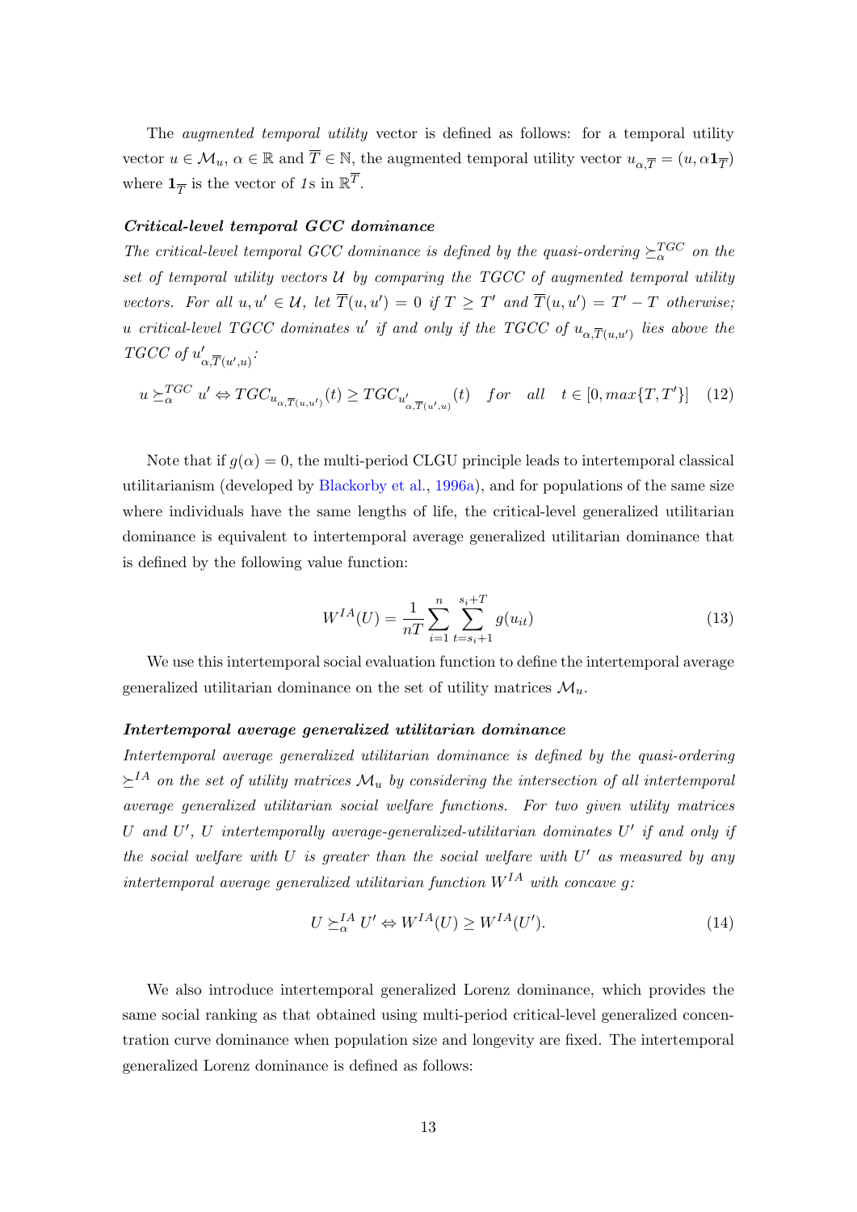The *augmented temporal utility* vector is defined as follows: for a temporal utility vector $u \in \mathcal{M}_u$, $\alpha \in \mathbb{R}$ and $\overline{T} \in \mathbb{N}$, the augmented temporal utility vector $u_{\alpha,\overline{T}} = (u, \alpha \mathbf{1}_{\overline{T}})$ where $\mathbf{1}_{\overline{T}}$ is the vector of *1*s in $\mathbb{R}^{\overline{T}}$.

***Critical-level temporal GCC dominance***

*The critical-level temporal GCC dominance is defined by the quasi-ordering $\succeq_\alpha^{TGC}$ on the set of temporal utility vectors $\mathcal{U}$ by comparing the TGCC of augmented temporal utility vectors. For all $u, u' \in \mathcal{U}$, let $\overline{T}(u,u') = 0$ if $T \geq T'$ and $\overline{T}(u,u') = T' - T$ otherwise; $u$ critical-level TGCC dominates $u'$ if and only if the TGCC of $u_{\alpha,\overline{T}(u,u')}$ lies above the TGCC of $u'_{\alpha,\overline{T}(u',u)}$:*

$$u \succeq_\alpha^{TGC} u' \Leftrightarrow TGC_{u_{\alpha,\overline{T}(u,u')}}(t) \geq TGC_{u'_{\alpha,\overline{T}(u',u)}}(t) \quad for \quad all \quad t \in [0, max\{T, T'\}] \tag{12}$$

Note that if $g(\alpha) = 0$, the multi-period CLGU principle leads to intertemporal classical utilitarianism (developed by Blackorby et al., 1996a), and for populations of the same size where individuals have the same lengths of life, the critical-level generalized utilitarian dominance is equivalent to intertemporal average generalized utilitarian dominance that is defined by the following value function:

$$W^{IA}(U) = \frac{1}{nT} \sum_{i=1}^{n} \sum_{t=s_i+1}^{s_i+T} g(u_{it}) \tag{13}$$

We use this intertemporal social evaluation function to define the intertemporal average generalized utilitarian dominance on the set of utility matrices $\mathcal{M}_u$.

***Intertemporal average generalized utilitarian dominance***

*Intertemporal average generalized utilitarian dominance is defined by the quasi-ordering $\succeq^{IA}$ on the set of utility matrices $\mathcal{M}_u$ by considering the intersection of all intertemporal average generalized utilitarian social welfare functions. For two given utility matrices $U$ and $U'$, $U$ intertemporally average-generalized-utilitarian dominates $U'$ if and only if the social welfare with $U$ is greater than the social welfare with $U'$ as measured by any intertemporal average generalized utilitarian function $W^{IA}$ with concave g:*

$$U \succeq_\alpha^{IA} U' \Leftrightarrow W^{IA}(U) \geq W^{IA}(U'). \tag{14}$$

We also introduce intertemporal generalized Lorenz dominance, which provides the same social ranking as that obtained using multi-period critical-level generalized concentration curve dominance when population size and longevity are fixed. The intertemporal generalized Lorenz dominance is defined as follows: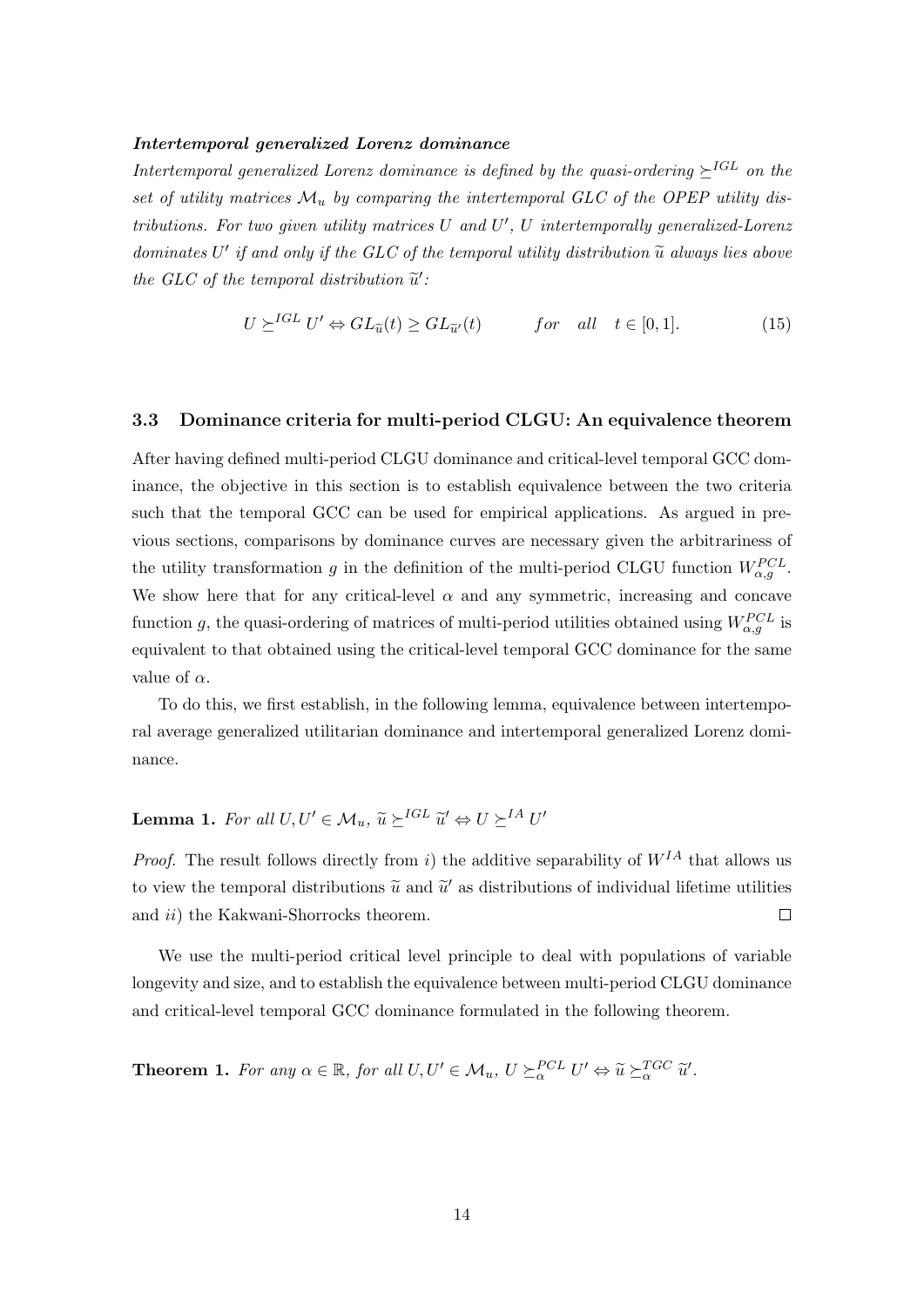***Intertemporal generalized Lorenz dominance***

*Intertemporal generalized Lorenz dominance is defined by the quasi-ordering $\succeq^{IGL}$ on the set of utility matrices $\mathcal{M}_u$ by comparing the intertemporal GLC of the OPEP utility distributions. For two given utility matrices $U$ and $U'$, $U$ intertemporally generalized-Lorenz dominates $U'$ if and only if the GLC of the temporal utility distribution $\widetilde{u}$ always lies above the GLC of the temporal distribution $\widetilde{u}'$:*

$$U \succeq^{IGL} U' \Leftrightarrow GL_{\widetilde{u}}(t) \geq GL_{\widetilde{u}'}(t) \qquad for \quad all \quad t \in [0,1]. \tag{15}$$

### 3.3 Dominance criteria for multi-period CLGU: An equivalence theorem

After having defined multi-period CLGU dominance and critical-level temporal GCC dominance, the objective in this section is to establish equivalence between the two criteria such that the temporal GCC can be used for empirical applications. As argued in previous sections, comparisons by dominance curves are necessary given the arbitrariness of the utility transformation $g$ in the definition of the multi-period CLGU function $W^{PCL}_{\alpha,g}$. We show here that for any critical-level $\alpha$ and any symmetric, increasing and concave function $g$, the quasi-ordering of matrices of multi-period utilities obtained using $W^{PCL}_{\alpha,g}$ is equivalent to that obtained using the critical-level temporal GCC dominance for the same value of $\alpha$.

To do this, we first establish, in the following lemma, equivalence between intertemporal average generalized utilitarian dominance and intertemporal generalized Lorenz dominance.

**Lemma 1.** *For all $U, U' \in \mathcal{M}_u$, $\widetilde{u} \succeq^{IGL} \widetilde{u}' \Leftrightarrow U \succeq^{IA} U'$*

*Proof.* The result follows directly from *i)* the additive separability of $W^{IA}$ that allows us to view the temporal distributions $\widetilde{u}$ and $\widetilde{u}'$ as distributions of individual lifetime utilities and *ii)* the Kakwani-Shorrocks theorem. $\square$

We use the multi-period critical level principle to deal with populations of variable longevity and size, and to establish the equivalence between multi-period CLGU dominance and critical-level temporal GCC dominance formulated in the following theorem.

**Theorem 1.** *For any $\alpha \in \mathbb{R}$, for all $U, U' \in \mathcal{M}_u$, $U \succeq^{PCL}_{\alpha} U' \Leftrightarrow \widetilde{u} \succeq^{TGC}_{\alpha} \widetilde{u}'$.*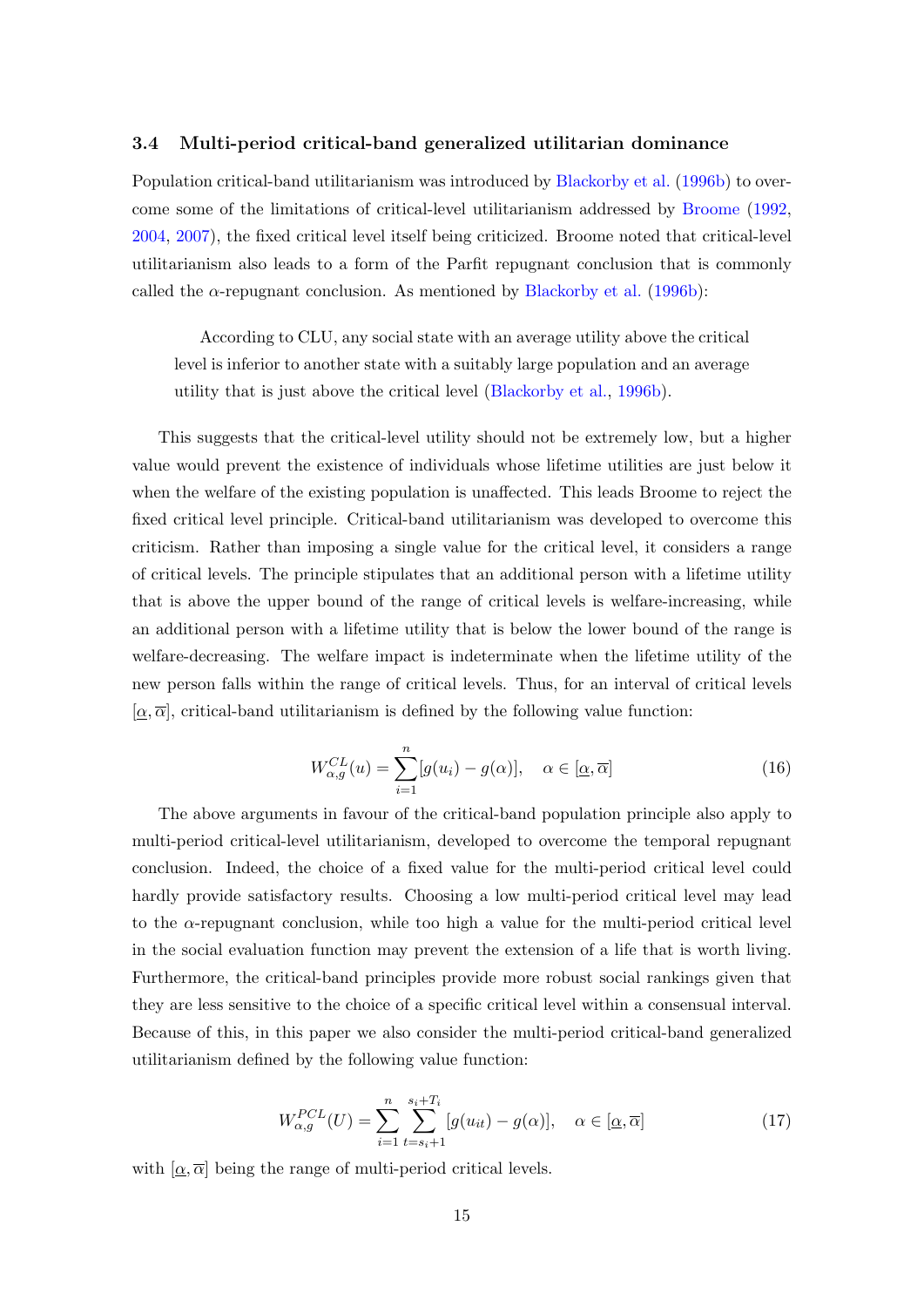### 3.4 Multi-period critical-band generalized utilitarian dominance

Population critical-band utilitarianism was introduced by Blackorby et al. (1996b) to overcome some of the limitations of critical-level utilitarianism addressed by Broome (1992, 2004, 2007), the fixed critical level itself being criticized. Broome noted that critical-level utilitarianism also leads to a form of the Parfit repugnant conclusion that is commonly called the $\alpha$-repugnant conclusion. As mentioned by Blackorby et al. (1996b):

> According to CLU, any social state with an average utility above the critical level is inferior to another state with a suitably large population and an average utility that is just above the critical level (Blackorby et al., 1996b).

This suggests that the critical-level utility should not be extremely low, but a higher value would prevent the existence of individuals whose lifetime utilities are just below it when the welfare of the existing population is unaffected. This leads Broome to reject the fixed critical level principle. Critical-band utilitarianism was developed to overcome this criticism. Rather than imposing a single value for the critical level, it considers a range of critical levels. The principle stipulates that an additional person with a lifetime utility that is above the upper bound of the range of critical levels is welfare-increasing, while an additional person with a lifetime utility that is below the lower bound of the range is welfare-decreasing. The welfare impact is indeterminate when the lifetime utility of the new person falls within the range of critical levels. Thus, for an interval of critical levels $[\underline{\alpha}, \overline{\alpha}]$, critical-band utilitarianism is defined by the following value function:

$$W_{\alpha,g}^{CL}(u) = \sum_{i=1}^{n} [g(u_i) - g(\alpha)], \quad \alpha \in [\underline{\alpha}, \overline{\alpha}] \tag{16}$$

The above arguments in favour of the critical-band population principle also apply to multi-period critical-level utilitarianism, developed to overcome the temporal repugnant conclusion. Indeed, the choice of a fixed value for the multi-period critical level could hardly provide satisfactory results. Choosing a low multi-period critical level may lead to the $\alpha$-repugnant conclusion, while too high a value for the multi-period critical level in the social evaluation function may prevent the extension of a life that is worth living. Furthermore, the critical-band principles provide more robust social rankings given that they are less sensitive to the choice of a specific critical level within a consensual interval. Because of this, in this paper we also consider the multi-period critical-band generalized utilitarianism defined by the following value function:

$$W_{\alpha,g}^{PCL}(U) = \sum_{i=1}^{n} \sum_{t=s_i+1}^{s_i+T_i} [g(u_{it}) - g(\alpha)], \quad \alpha \in [\underline{\alpha}, \overline{\alpha}] \tag{17}$$

with $[\underline{\alpha}, \overline{\alpha}]$ being the range of multi-period critical levels.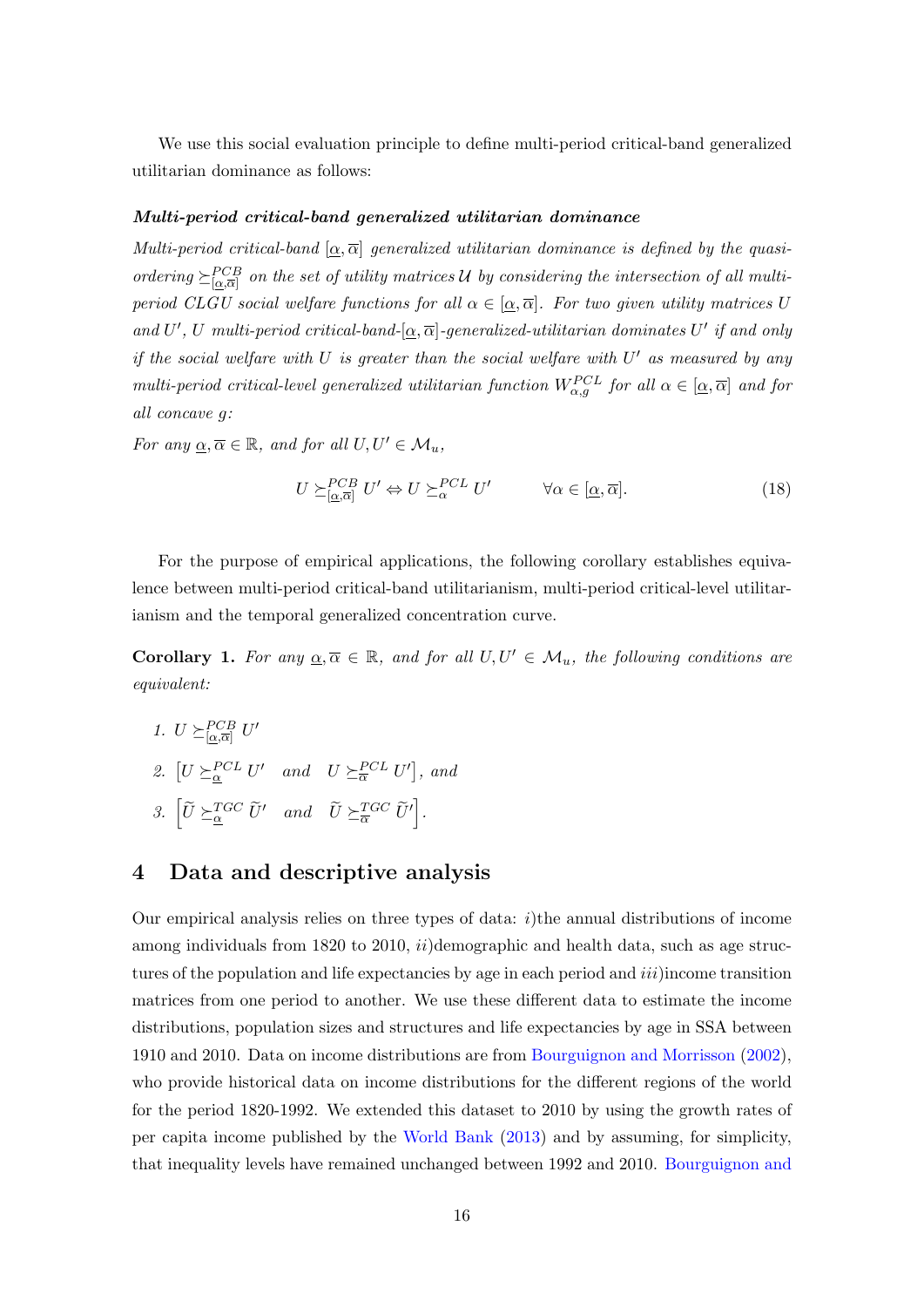We use this social evaluation principle to define multi-period critical-band generalized utilitarian dominance as follows:

***Multi-period critical-band generalized utilitarian dominance***

*Multi-period critical-band $[\underline{\alpha}, \overline{\alpha}]$ generalized utilitarian dominance is defined by the quasi-ordering $\succeq^{PCB}_{[\underline{\alpha},\overline{\alpha}]}$ on the set of utility matrices $\mathcal{U}$ by considering the intersection of all multi-period CLGU social welfare functions for all $\alpha \in [\underline{\alpha}, \overline{\alpha}]$. For two given utility matrices $U$ and $U'$, $U$ multi-period critical-band-$[\underline{\alpha}, \overline{\alpha}]$-generalized-utilitarian dominates $U'$ if and only if the social welfare with $U$ is greater than the social welfare with $U'$ as measured by any multi-period critical-level generalized utilitarian function $W^{PCL}_{\alpha,g}$ for all $\alpha \in [\underline{\alpha}, \overline{\alpha}]$ and for all concave $g$:*

*For any $\underline{\alpha}, \overline{\alpha} \in \mathbb{R}$, and for all $U, U' \in \mathcal{M}_u$,*

$$U \succeq^{PCB}_{[\underline{\alpha},\overline{\alpha}]} U' \Leftrightarrow U \succeq^{PCL}_{\alpha} U' \qquad \forall \alpha \in [\underline{\alpha}, \overline{\alpha}]. \tag{18}$$

For the purpose of empirical applications, the following corollary establishes equivalence between multi-period critical-band utilitarianism, multi-period critical-level utilitarianism and the temporal generalized concentration curve.

**Corollary 1.** *For any $\underline{\alpha}, \overline{\alpha} \in \mathbb{R}$, and for all $U, U' \in \mathcal{M}_u$, the following conditions are equivalent:*

1. $U \succeq^{PCB}_{[\underline{\alpha},\overline{\alpha}]} U'$
2. $\left[U \succeq^{PCL}_{\underline{\alpha}} U' \quad \text{and} \quad U \succeq^{PCL}_{\overline{\alpha}} U'\right]$, *and*
3. $\left[\widetilde{U} \succeq^{TGC}_{\underline{\alpha}} \widetilde{U}' \quad \text{and} \quad \widetilde{U} \succeq^{TGC}_{\overline{\alpha}} \widetilde{U}'\right]$.

# 4 Data and descriptive analysis

Our empirical analysis relies on three types of data: $i$)the annual distributions of income among individuals from 1820 to 2010, $ii$)demographic and health data, such as age structures of the population and life expectancies by age in each period and $iii$)income transition matrices from one period to another. We use these different data to estimate the income distributions, population sizes and structures and life expectancies by age in SSA between 1910 and 2010. Data on income distributions are from Bourguignon and Morrisson (2002), who provide historical data on income distributions for the different regions of the world for the period 1820-1992. We extended this dataset to 2010 by using the growth rates of per capita income published by the World Bank (2013) and by assuming, for simplicity, that inequality levels have remained unchanged between 1992 and 2010. Bourguignon and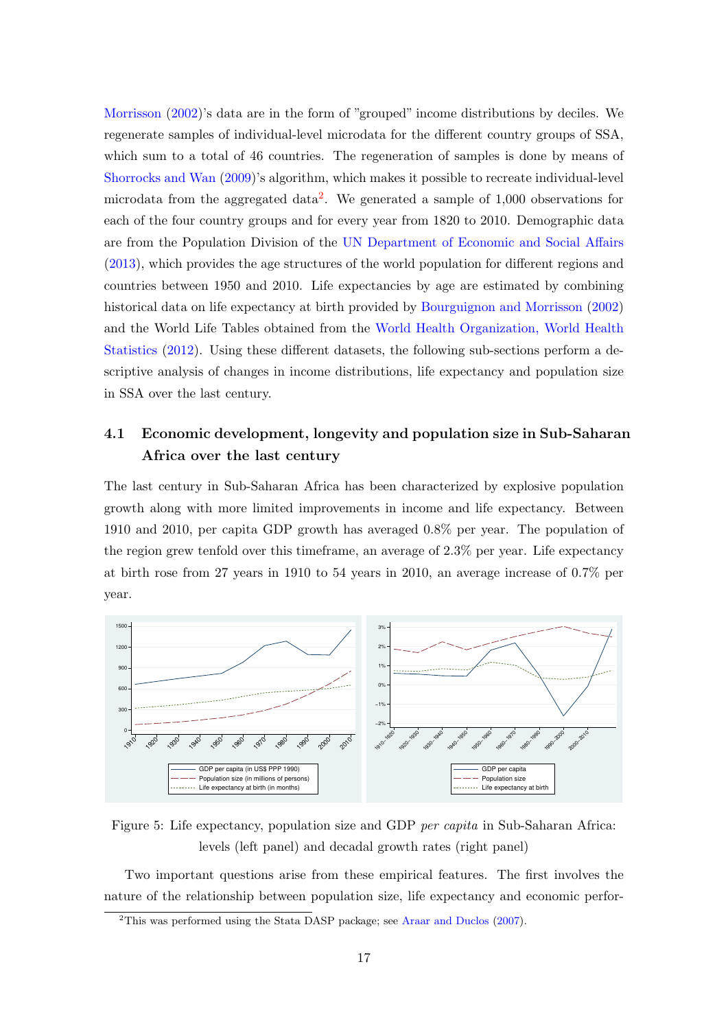Morrisson (2002)'s data are in the form of "grouped" income distributions by deciles. We regenerate samples of individual-level microdata for the different country groups of SSA, which sum to a total of 46 countries. The regeneration of samples is done by means of Shorrocks and Wan (2009)'s algorithm, which makes it possible to recreate individual-level microdata from the aggregated data[2]. We generated a sample of 1,000 observations for each of the four country groups and for every year from 1820 to 2010. Demographic data are from the Population Division of the UN Department of Economic and Social Affairs (2013), which provides the age structures of the world population for different regions and countries between 1950 and 2010. Life expectancies by age are estimated by combining historical data on life expectancy at birth provided by Bourguignon and Morrisson (2002) and the World Life Tables obtained from the World Health Organization, World Health Statistics (2012). Using these different datasets, the following sub-sections perform a descriptive analysis of changes in income distributions, life expectancy and population size in SSA over the last century.

## 4.1 Economic development, longevity and population size in Sub-Saharan Africa over the last century

The last century in Sub-Saharan Africa has been characterized by explosive population growth along with more limited improvements in income and life expectancy. Between 1910 and 2010, per capita GDP growth has averaged 0.8% per year. The population of the region grew tenfold over this timeframe, an average of 2.3% per year. Life expectancy at birth rose from 27 years in 1910 to 54 years in 2010, an average increase of 0.7% per year.

Figure 5: Life expectancy, population size and GDP *per capita* in Sub-Saharan Africa: levels (left panel) and decadal growth rates (right panel)

Two important questions arise from these empirical features. The first involves the nature of the relationship between population size, life expectancy and economic perfor-

[2] This was performed using the Stata DASP package; see Araar and Duclos (2007).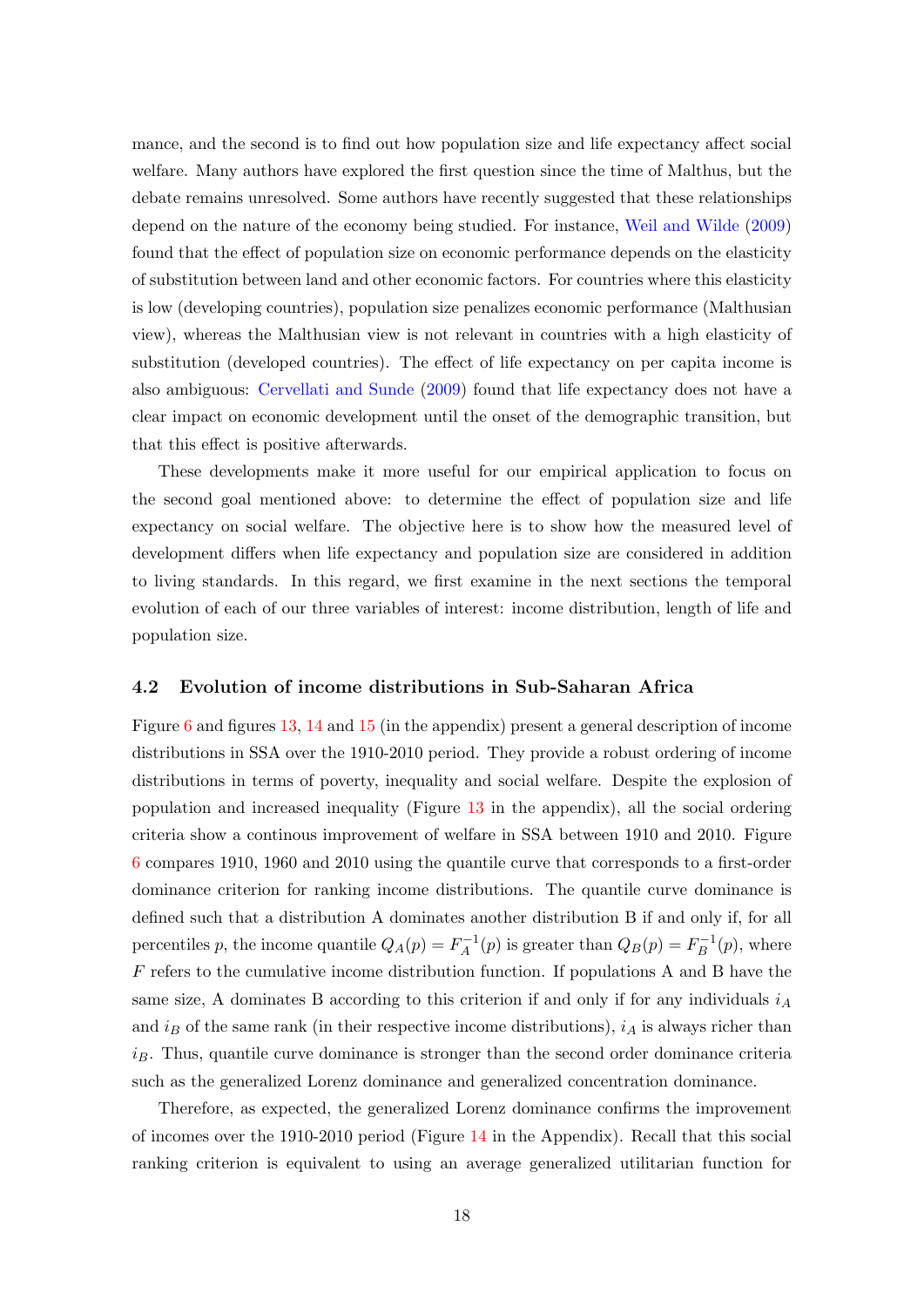mance, and the second is to find out how population size and life expectancy affect social welfare. Many authors have explored the first question since the time of Malthus, but the debate remains unresolved. Some authors have recently suggested that these relationships depend on the nature of the economy being studied. For instance, Weil and Wilde (2009) found that the effect of population size on economic performance depends on the elasticity of substitution between land and other economic factors. For countries where this elasticity is low (developing countries), population size penalizes economic performance (Malthusian view), whereas the Malthusian view is not relevant in countries with a high elasticity of substitution (developed countries). The effect of life expectancy on per capita income is also ambiguous: Cervellati and Sunde (2009) found that life expectancy does not have a clear impact on economic development until the onset of the demographic transition, but that this effect is positive afterwards.

These developments make it more useful for our empirical application to focus on the second goal mentioned above: to determine the effect of population size and life expectancy on social welfare. The objective here is to show how the measured level of development differs when life expectancy and population size are considered in addition to living standards. In this regard, we first examine in the next sections the temporal evolution of each of our three variables of interest: income distribution, length of life and population size.

### 4.2 Evolution of income distributions in Sub-Saharan Africa

Figure 6 and figures 13, 14 and 15 (in the appendix) present a general description of income distributions in SSA over the 1910-2010 period. They provide a robust ordering of income distributions in terms of poverty, inequality and social welfare. Despite the explosion of population and increased inequality (Figure 13 in the appendix), all the social ordering criteria show a continous improvement of welfare in SSA between 1910 and 2010. Figure 6 compares 1910, 1960 and 2010 using the quantile curve that corresponds to a first-order dominance criterion for ranking income distributions. The quantile curve dominance is defined such that a distribution A dominates another distribution B if and only if, for all percentiles $p$, the income quantile $Q_A(p) = F_A^{-1}(p)$ is greater than $Q_B(p) = F_B^{-1}(p)$, where $F$ refers to the cumulative income distribution function. If populations A and B have the same size, A dominates B according to this criterion if and only if for any individuals $i_A$ and $i_B$ of the same rank (in their respective income distributions), $i_A$ is always richer than $i_B$. Thus, quantile curve dominance is stronger than the second order dominance criteria such as the generalized Lorenz dominance and generalized concentration dominance.

Therefore, as expected, the generalized Lorenz dominance confirms the improvement of incomes over the 1910-2010 period (Figure 14 in the Appendix). Recall that this social ranking criterion is equivalent to using an average generalized utilitarian function for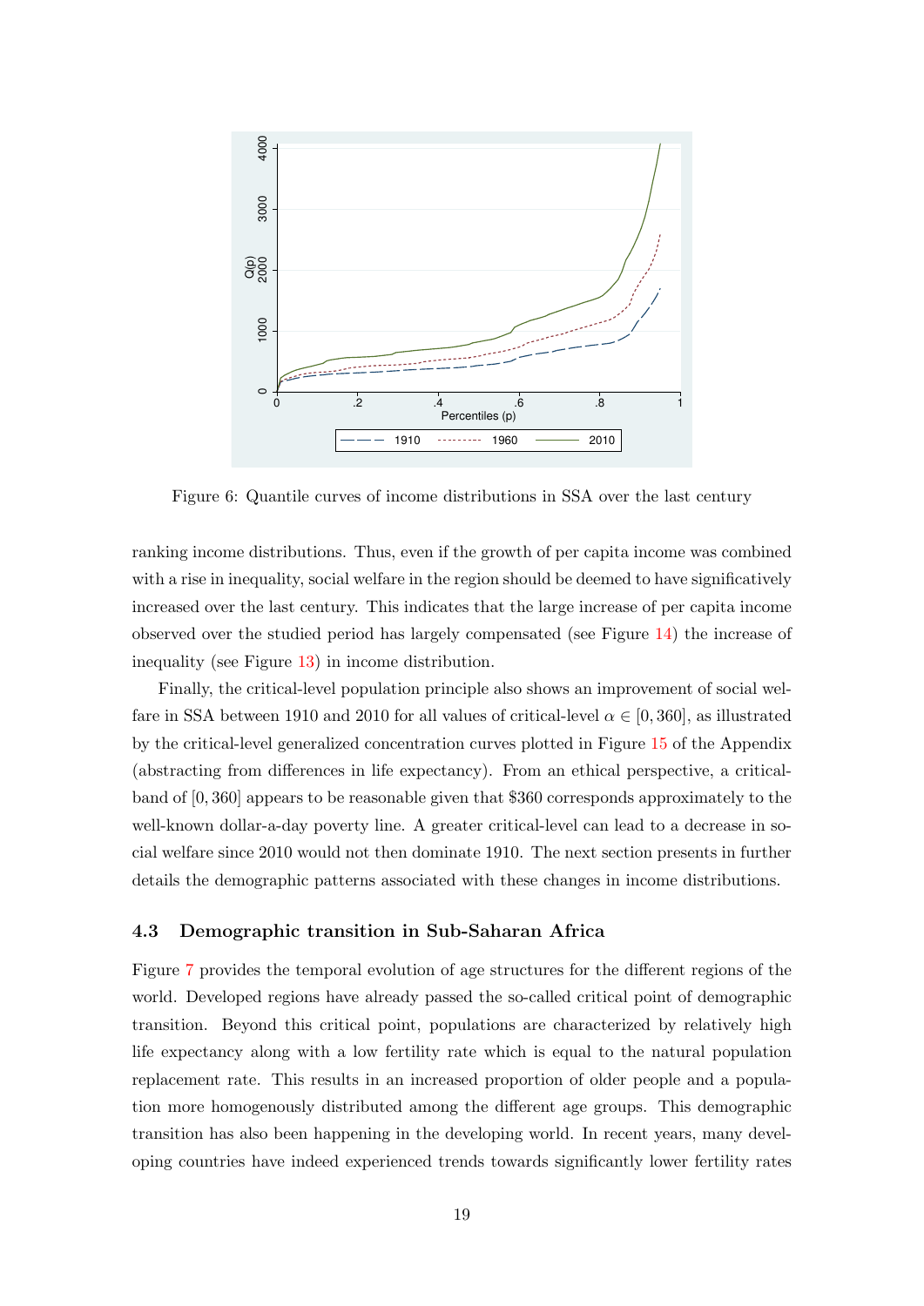Figure 6: Quantile curves of income distributions in SSA over the last century

ranking income distributions. Thus, even if the growth of per capita income was combined with a rise in inequality, social welfare in the region should be deemed to have significatively increased over the last century. This indicates that the large increase of per capita income observed over the studied period has largely compensated (see Figure 14) the increase of inequality (see Figure 13) in income distribution.

Finally, the critical-level population principle also shows an improvement of social welfare in SSA between 1910 and 2010 for all values of critical-level $\alpha \in [0, 360]$, as illustrated by the critical-level generalized concentration curves plotted in Figure 15 of the Appendix (abstracting from differences in life expectancy). From an ethical perspective, a critical-band of $[0, 360]$ appears to be reasonable given that \$360 corresponds approximately to the well-known dollar-a-day poverty line. A greater critical-level can lead to a decrease in social welfare since 2010 would not then dominate 1910. The next section presents in further details the demographic patterns associated with these changes in income distributions.

### 4.3 Demographic transition in Sub-Saharan Africa

Figure 7 provides the temporal evolution of age structures for the different regions of the world. Developed regions have already passed the so-called critical point of demographic transition. Beyond this critical point, populations are characterized by relatively high life expectancy along with a low fertility rate which is equal to the natural population replacement rate. This results in an increased proportion of older people and a population more homogenously distributed among the different age groups. This demographic transition has also been happening in the developing world. In recent years, many developing countries have indeed experienced trends towards significantly lower fertility rates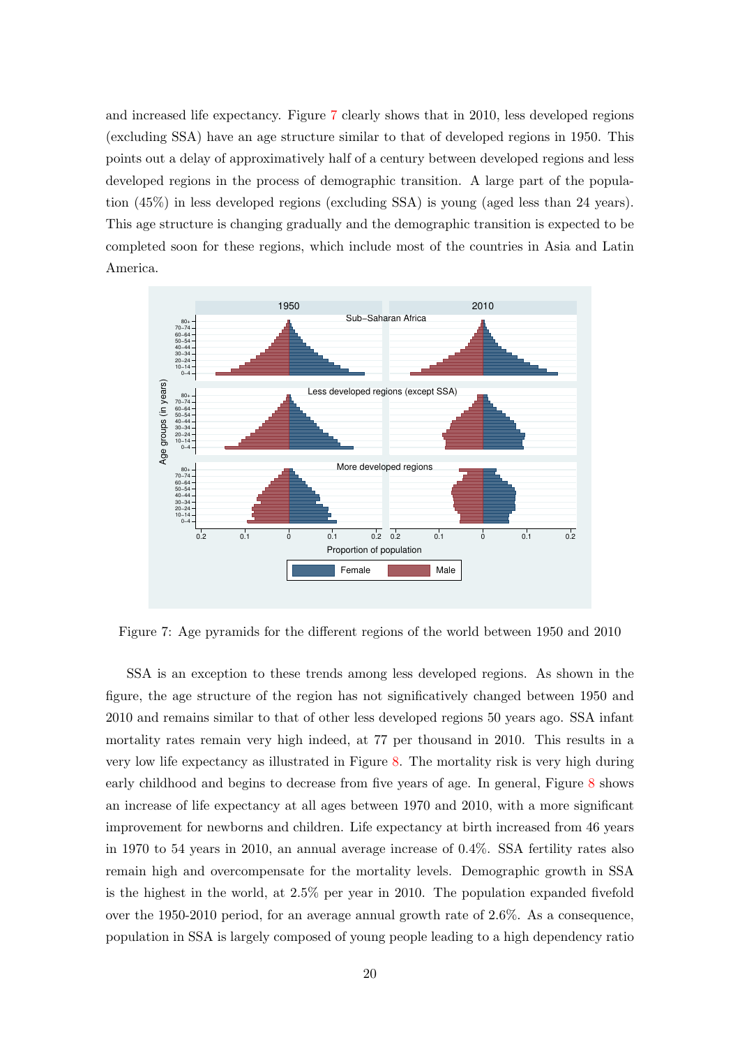and increased life expectancy. Figure 7 clearly shows that in 2010, less developed regions (excluding SSA) have an age structure similar to that of developed regions in 1950. This points out a delay of approximatively half of a century between developed regions and less developed regions in the process of demographic transition. A large part of the population (45%) in less developed regions (excluding SSA) is young (aged less than 24 years). This age structure is changing gradually and the demographic transition is expected to be completed soon for these regions, which include most of the countries in Asia and Latin America.

Figure 7: Age pyramids for the different regions of the world between 1950 and 2010

SSA is an exception to these trends among less developed regions. As shown in the figure, the age structure of the region has not significatively changed between 1950 and 2010 and remains similar to that of other less developed regions 50 years ago. SSA infant mortality rates remain very high indeed, at 77 per thousand in 2010. This results in a very low life expectancy as illustrated in Figure 8. The mortality risk is very high during early childhood and begins to decrease from five years of age. In general, Figure 8 shows an increase of life expectancy at all ages between 1970 and 2010, with a more significant improvement for newborns and children. Life expectancy at birth increased from 46 years in 1970 to 54 years in 2010, an annual average increase of 0.4%. SSA fertility rates also remain high and overcompensate for the mortality levels. Demographic growth in SSA is the highest in the world, at 2.5% per year in 2010. The population expanded fivefold over the 1950-2010 period, for an average annual growth rate of 2.6%. As a consequence, population in SSA is largely composed of young people leading to a high dependency ratio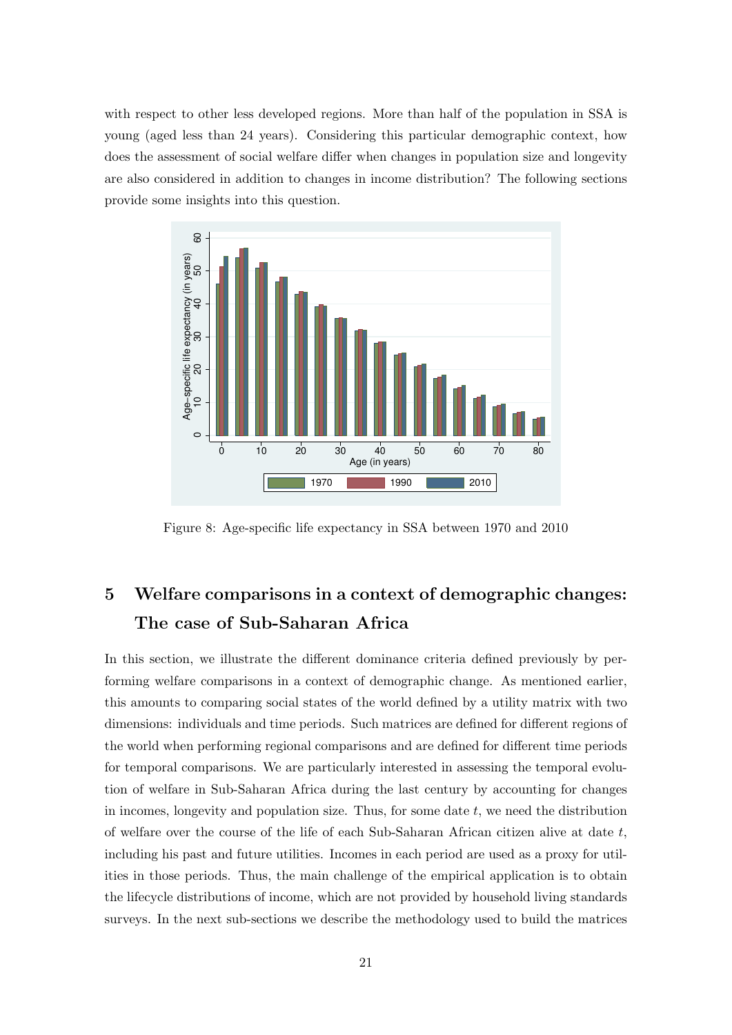with respect to other less developed regions. More than half of the population in SSA is young (aged less than 24 years). Considering this particular demographic context, how does the assessment of social welfare differ when changes in population size and longevity are also considered in addition to changes in income distribution? The following sections provide some insights into this question.

Figure 8: Age-specific life expectancy in SSA between 1970 and 2010

## 5 Welfare comparisons in a context of demographic changes: The case of Sub-Saharan Africa

In this section, we illustrate the different dominance criteria defined previously by performing welfare comparisons in a context of demographic change. As mentioned earlier, this amounts to comparing social states of the world defined by a utility matrix with two dimensions: individuals and time periods. Such matrices are defined for different regions of the world when performing regional comparisons and are defined for different time periods for temporal comparisons. We are particularly interested in assessing the temporal evolution of welfare in Sub-Saharan Africa during the last century by accounting for changes in incomes, longevity and population size. Thus, for some date $t$, we need the distribution of welfare over the course of the life of each Sub-Saharan African citizen alive at date $t$, including his past and future utilities. Incomes in each period are used as a proxy for utilities in those periods. Thus, the main challenge of the empirical application is to obtain the lifecycle distributions of income, which are not provided by household living standards surveys. In the next sub-sections we describe the methodology used to build the matrices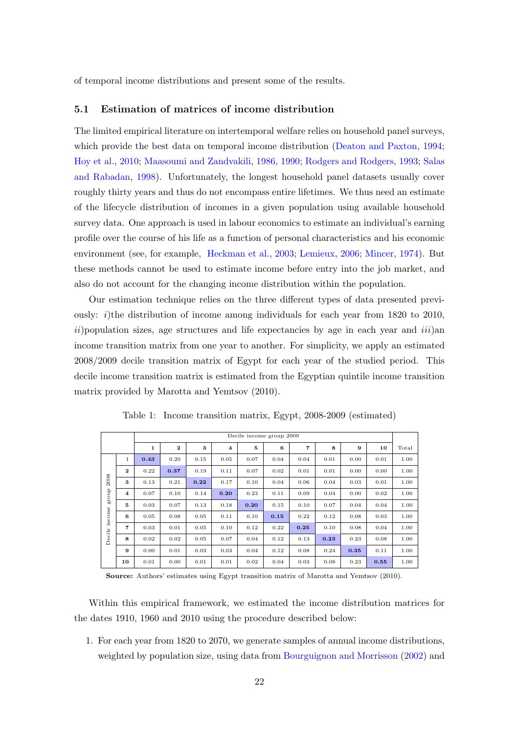of temporal income distributions and present some of the results.

### 5.1 Estimation of matrices of income distribution

The limited empirical literature on intertemporal welfare relies on household panel surveys, which provide the best data on temporal income distribution (Deaton and Paxton, 1994; Hoy et al., 2010; Maasoumi and Zandvakili, 1986, 1990; Rodgers and Rodgers, 1993; Salas and Rabadan, 1998). Unfortunately, the longest household panel datasets usually cover roughly thirty years and thus do not encompass entire lifetimes. We thus need an estimate of the lifecycle distribution of incomes in a given population using available household survey data. One approach is used in labour economics to estimate an individual's earning profile over the course of his life as a function of personal characteristics and his economic environment (see, for example, Heckman et al., 2003; Lemieux, 2006; Mincer, 1974). But these methods cannot be used to estimate income before entry into the job market, and also do not account for the changing income distribution within the population.

Our estimation technique relies on the three different types of data presented previously: *i*)the distribution of income among individuals for each year from 1820 to 2010, *ii*)population sizes, age structures and life expectancies by age in each year and *iii*)an income transition matrix from one year to another. For simplicity, we apply an estimated 2008/2009 decile transition matrix of Egypt for each year of the studied period. This decile income transition matrix is estimated from the Egyptian quintile income transition matrix provided by Marotta and Yemtsov (2010).

Table 1: Income transition matrix, Egypt, 2008-2009 (estimated)

| | | Decile income group 2009 | | | | | | | | | | |
|---|---|---|---|---|---|---|---|---|---|---|---|---|
| | | **1** | **2** | **3** | **4** | **5** | **6** | **7** | **8** | **9** | **10** | Total |
| Decile income group 2008 | 1 | **0.43** | 0.20 | 0.15 | 0.05 | 0.07 | 0.04 | 0.04 | 0.01 | 0.00 | 0.01 | 1.00 |
| | **2** | 0.22 | **0.37** | 0.19 | 0.11 | 0.07 | 0.02 | 0.01 | 0.01 | 0.00 | 0.00 | 1.00 |
| | **3** | 0.13 | 0.21 | **0.22** | 0.17 | 0.10 | 0.04 | 0.06 | 0.04 | 0.03 | 0.01 | 1.00 |
| | **4** | 0.07 | 0.10 | 0.14 | **0.20** | 0.23 | 0.11 | 0.09 | 0.04 | 0.00 | 0.02 | 1.00 |
| | **5** | 0.03 | 0.07 | 0.13 | 0.18 | **0.20** | 0.15 | 0.10 | 0.07 | 0.04 | 0.04 | 1.00 |
| | **6** | 0.05 | 0.08 | 0.05 | 0.11 | 0.10 | **0.15** | 0.22 | 0.12 | 0.08 | 0.03 | 1.00 |
| | **7** | 0.03 | 0.01 | 0.05 | 0.10 | 0.12 | 0.22 | **0.25** | 0.10 | 0.08 | 0.04 | 1.00 |
| | **8** | 0.02 | 0.02 | 0.05 | 0.07 | 0.04 | 0.12 | 0.13 | **0.23** | 0.23 | 0.08 | 1.00 |
| | **9** | 0.00 | 0.01 | 0.03 | 0.03 | 0.04 | 0.12 | 0.08 | 0.24 | **0.35** | 0.11 | 1.00 |
| | **10** | 0.01 | 0.00 | 0.01 | 0.01 | 0.02 | 0.04 | 0.03 | 0.08 | 0.23 | **0.55** | 1.00 |

**Source:** Authors' estimates using Egypt transition matrix of Marotta and Yemtsov (2010).

Within this empirical framework, we estimated the income distribution matrices for the dates 1910, 1960 and 2010 using the procedure described below:

1. For each year from 1820 to 2070, we generate samples of annual income distributions, weighted by population size, using data from Bourguignon and Morrisson (2002) and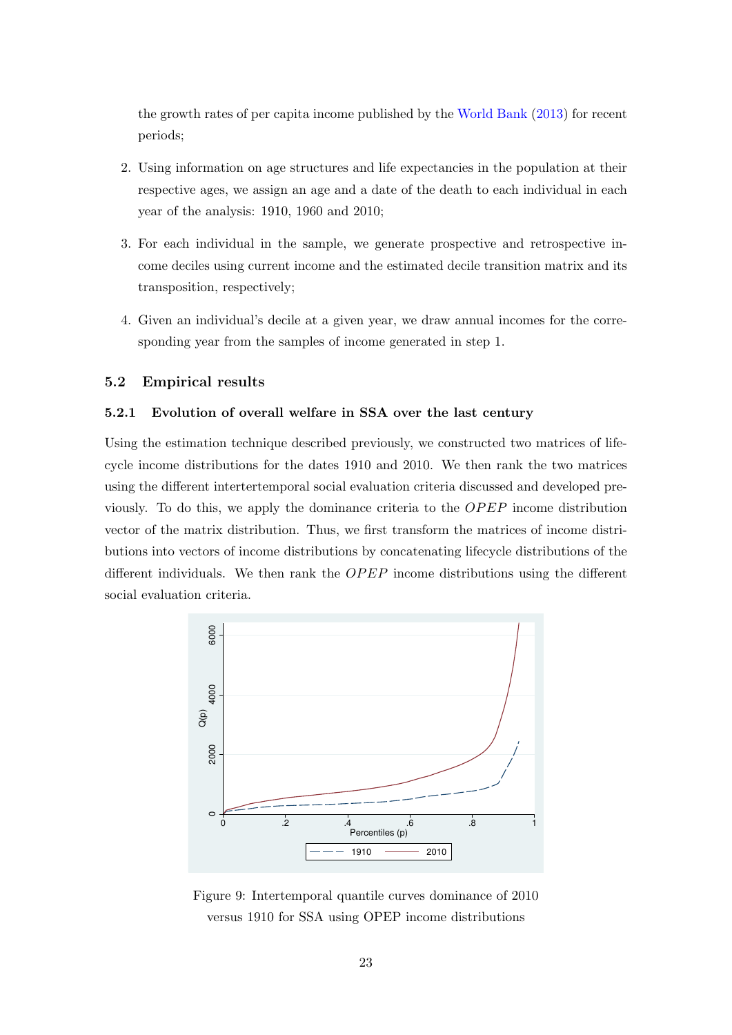the growth rates of per capita income published by the World Bank (2013) for recent periods;

2. Using information on age structures and life expectancies in the population at their respective ages, we assign an age and a date of the death to each individual in each year of the analysis: 1910, 1960 and 2010;

3. For each individual in the sample, we generate prospective and retrospective income deciles using current income and the estimated decile transition matrix and its transposition, respectively;

4. Given an individual's decile at a given year, we draw annual incomes for the corresponding year from the samples of income generated in step 1.

### 5.2 Empirical results

#### 5.2.1 Evolution of overall welfare in SSA over the last century

Using the estimation technique described previously, we constructed two matrices of lifecycle income distributions for the dates 1910 and 2010. We then rank the two matrices using the different intertertemporal social evaluation criteria discussed and developed previously. To do this, we apply the dominance criteria to the $OPEP$ income distribution vector of the matrix distribution. Thus, we first transform the matrices of income distributions into vectors of income distributions by concatenating lifecycle distributions of the different individuals. We then rank the $OPEP$ income distributions using the different social evaluation criteria.

Figure 9: Intertemporal quantile curves dominance of 2010 versus 1910 for SSA using OPEP income distributions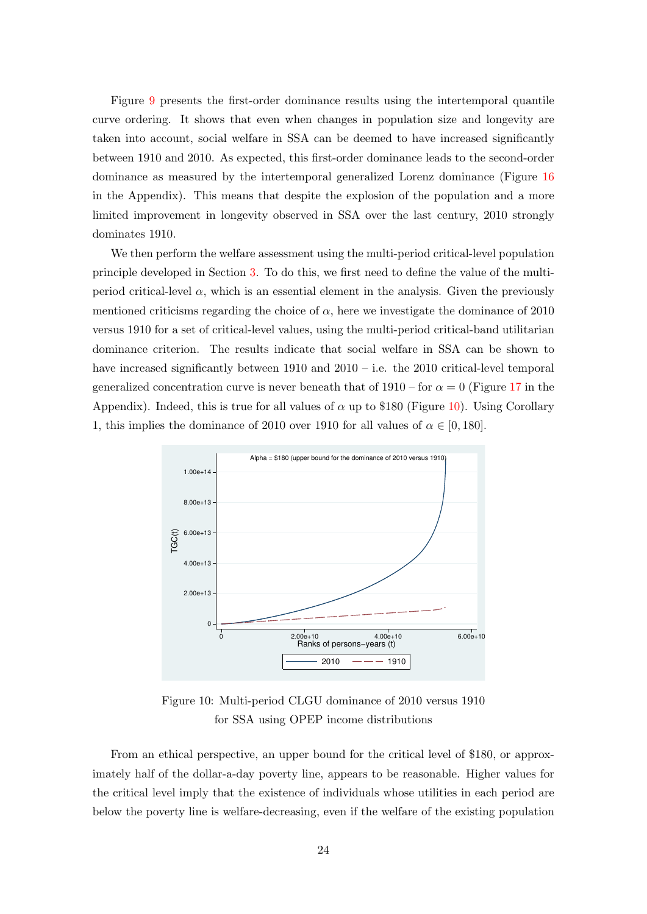Figure 9 presents the first-order dominance results using the intertemporal quantile curve ordering. It shows that even when changes in population size and longevity are taken into account, social welfare in SSA can be deemed to have increased significantly between 1910 and 2010. As expected, this first-order dominance leads to the second-order dominance as measured by the intertemporal generalized Lorenz dominance (Figure 16 in the Appendix). This means that despite the explosion of the population and a more limited improvement in longevity observed in SSA over the last century, 2010 strongly dominates 1910.

We then perform the welfare assessment using the multi-period critical-level population principle developed in Section 3. To do this, we first need to define the value of the multi-period critical-level $\alpha$, which is an essential element in the analysis. Given the previously mentioned criticisms regarding the choice of $\alpha$, here we investigate the dominance of 2010 versus 1910 for a set of critical-level values, using the multi-period critical-band utilitarian dominance criterion. The results indicate that social welfare in SSA can be shown to have increased significantly between 1910 and 2010 – i.e. the 2010 critical-level temporal generalized concentration curve is never beneath that of 1910 – for $\alpha = 0$ (Figure 17 in the Appendix). Indeed, this is true for all values of $\alpha$ up to \$180 (Figure 10). Using Corollary 1, this implies the dominance of 2010 over 1910 for all values of $\alpha \in [0, 180]$.

Figure 10: Multi-period CLGU dominance of 2010 versus 1910 for SSA using OPEP income distributions

From an ethical perspective, an upper bound for the critical level of \$180, or approximately half of the dollar-a-day poverty line, appears to be reasonable. Higher values for the critical level imply that the existence of individuals whose utilities in each period are below the poverty line is welfare-decreasing, even if the welfare of the existing population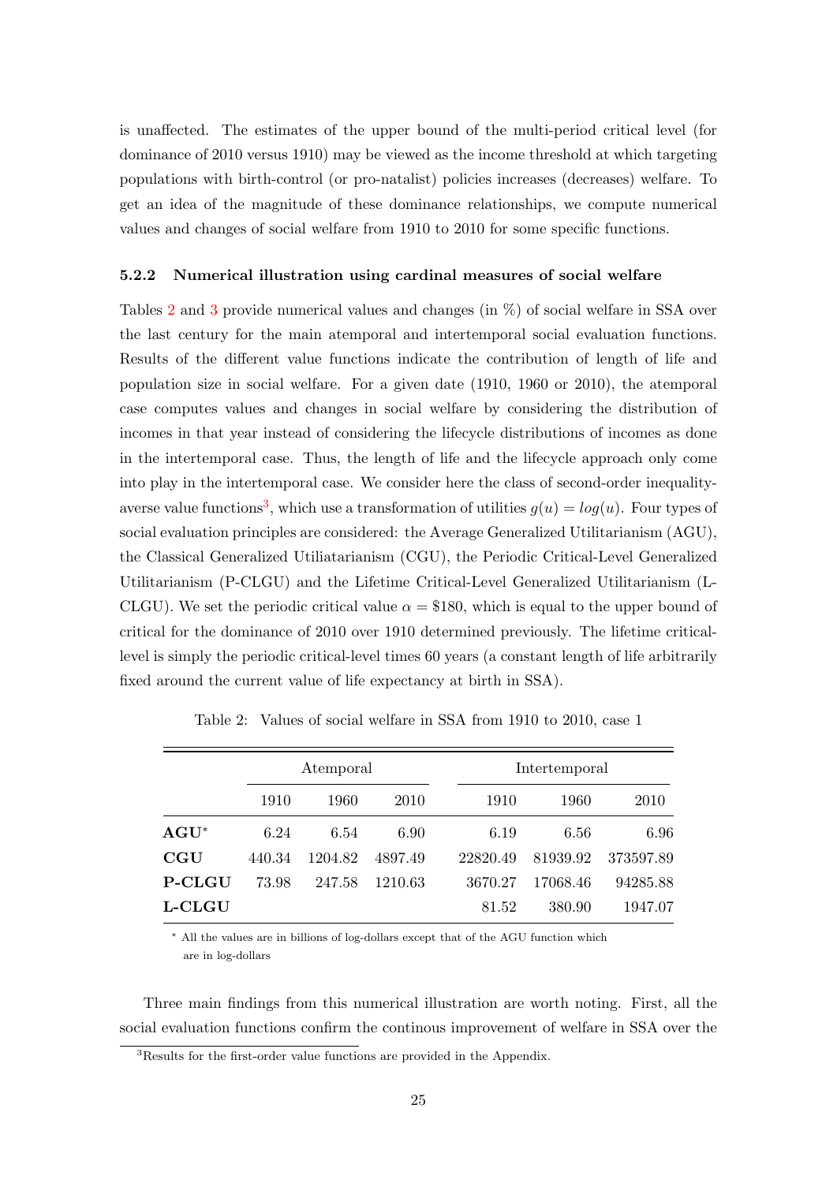is unaffected. The estimates of the upper bound of the multi-period critical level (for dominance of 2010 versus 1910) may be viewed as the income threshold at which targeting populations with birth-control (or pro-natalist) policies increases (decreases) welfare. To get an idea of the magnitude of these dominance relationships, we compute numerical values and changes of social welfare from 1910 to 2010 for some specific functions.

### 5.2.2 Numerical illustration using cardinal measures of social welfare

Tables 2 and 3 provide numerical values and changes (in %) of social welfare in SSA over the last century for the main atemporal and intertemporal social evaluation functions. Results of the different value functions indicate the contribution of length of life and population size in social welfare. For a given date (1910, 1960 or 2010), the atemporal case computes values and changes in social welfare by considering the distribution of incomes in that year instead of considering the lifecycle distributions of incomes as done in the intertemporal case. Thus, the length of life and the lifecycle approach only come into play in the intertemporal case. We consider here the class of second-order inequality-averse value functions[3], which use a transformation of utilities $g(u) = log(u)$. Four types of social evaluation principles are considered: the Average Generalized Utilitarianism (AGU), the Classical Generalized Utiliatarianism (CGU), the Periodic Critical-Level Generalized Utilitarianism (P-CLGU) and the Lifetime Critical-Level Generalized Utilitarianism (L-CLGU). We set the periodic critical value $\alpha = \$180$, which is equal to the upper bound of critical for the dominance of 2010 over 1910 determined previously. The lifetime critical-level is simply the periodic critical-level times 60 years (a constant length of life arbitrarily fixed around the current value of life expectancy at birth in SSA).

Table 2: Values of social welfare in SSA from 1910 to 2010, case 1

| | Atemporal | | | Intertemporal | | |
|---|---|---|---|---|---|---|
| | 1910 | 1960 | 2010 | 1910 | 1960 | 2010 |
| **AGU**\* | 6.24 | 6.54 | 6.90 | 6.19 | 6.56 | 6.96 |
| **CGU** | 440.34 | 1204.82 | 4897.49 | 22820.49 | 81939.92 | 373597.89 |
| **P-CLGU** | 73.98 | 247.58 | 1210.63 | 3670.27 | 17068.46 | 94285.88 |
| **L-CLGU** | | | | 81.52 | 380.90 | 1947.07 |

\* All the values are in billions of log-dollars except that of the AGU function which are in log-dollars

Three main findings from this numerical illustration are worth noting. First, all the social evaluation functions confirm the continous improvement of welfare in SSA over the

[3] Results for the first-order value functions are provided in the Appendix.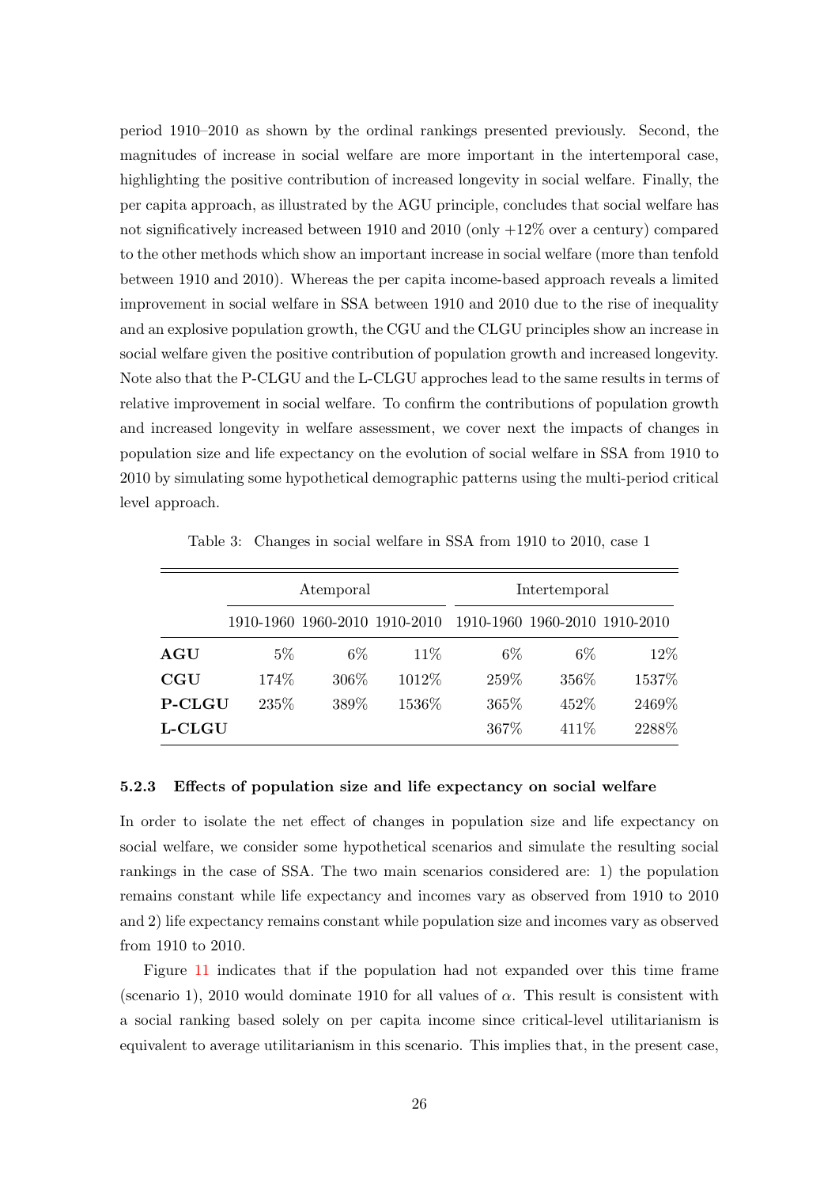period 1910–2010 as shown by the ordinal rankings presented previously. Second, the magnitudes of increase in social welfare are more important in the intertemporal case, highlighting the positive contribution of increased longevity in social welfare. Finally, the per capita approach, as illustrated by the AGU principle, concludes that social welfare has not significatively increased between 1910 and 2010 (only +12% over a century) compared to the other methods which show an important increase in social welfare (more than tenfold between 1910 and 2010). Whereas the per capita income-based approach reveals a limited improvement in social welfare in SSA between 1910 and 2010 due to the rise of inequality and an explosive population growth, the CGU and the CLGU principles show an increase in social welfare given the positive contribution of population growth and increased longevity. Note also that the P-CLGU and the L-CLGU approches lead to the same results in terms of relative improvement in social welfare. To confirm the contributions of population growth and increased longevity in welfare assessment, we cover next the impacts of changes in population size and life expectancy on the evolution of social welfare in SSA from 1910 to 2010 by simulating some hypothetical demographic patterns using the multi-period critical level approach.

Table 3: Changes in social welfare in SSA from 1910 to 2010, case 1

| | Atemporal | | | Intertemporal | | |
|---|---|---|---|---|---|---|
| | 1910-1960 | 1960-2010 | 1910-2010 | 1910-1960 | 1960-2010 | 1910-2010 |
| **AGU** | 5% | 6% | 11% | 6% | 6% | 12% |
| **CGU** | 174% | 306% | 1012% | 259% | 356% | 1537% |
| **P-CLGU** | 235% | 389% | 1536% | 365% | 452% | 2469% |
| **L-CLGU** | | | | 367% | 411% | 2288% |

### 5.2.3 Effects of population size and life expectancy on social welfare

In order to isolate the net effect of changes in population size and life expectancy on social welfare, we consider some hypothetical scenarios and simulate the resulting social rankings in the case of SSA. The two main scenarios considered are: 1) the population remains constant while life expectancy and incomes vary as observed from 1910 to 2010 and 2) life expectancy remains constant while population size and incomes vary as observed from 1910 to 2010.

Figure 11 indicates that if the population had not expanded over this time frame (scenario 1), 2010 would dominate 1910 for all values of $\alpha$. This result is consistent with a social ranking based solely on per capita income since critical-level utilitarianism is equivalent to average utilitarianism in this scenario. This implies that, in the present case,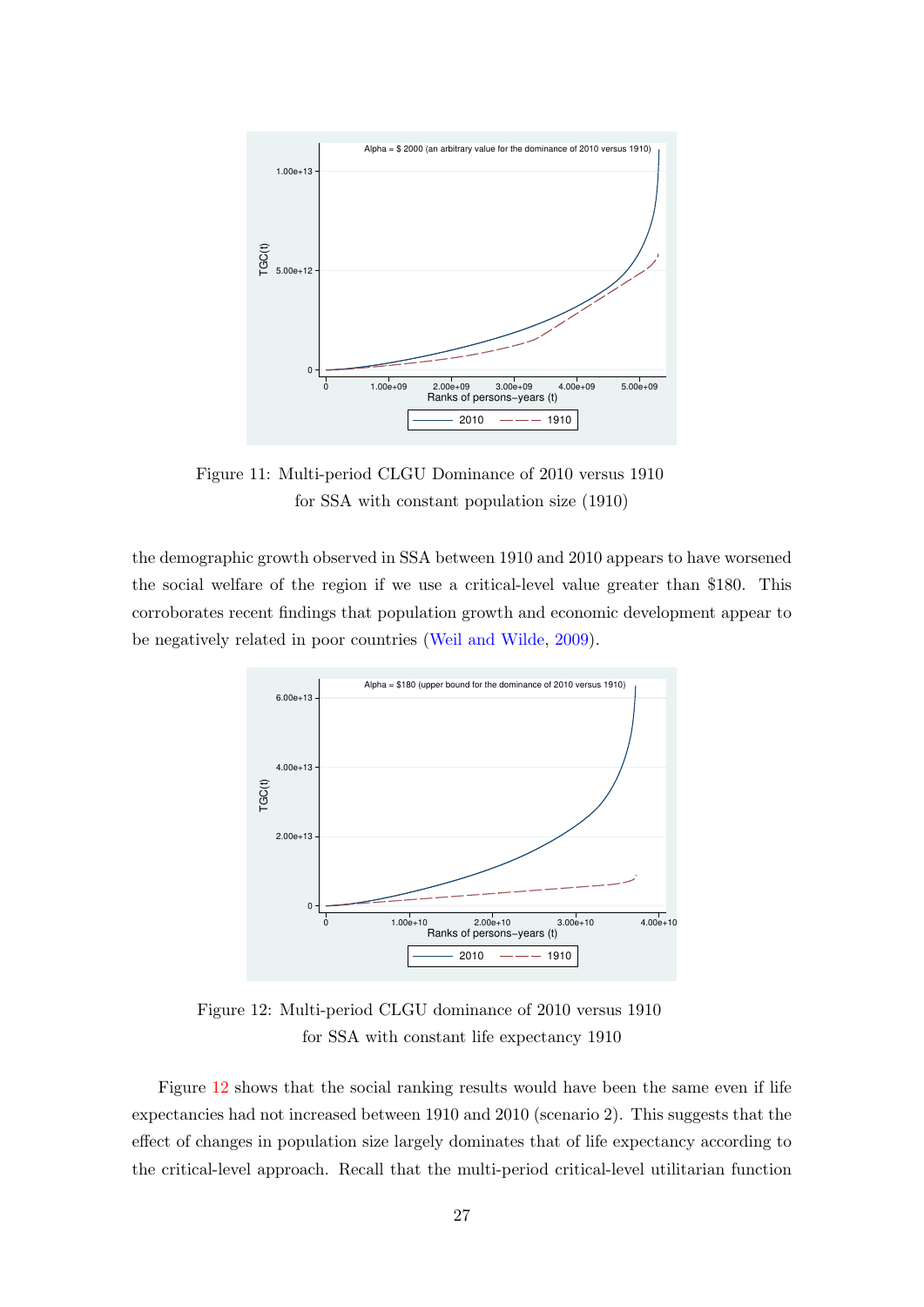Figure 11: Multi-period CLGU Dominance of 2010 versus 1910 for SSA with constant population size (1910)

the demographic growth observed in SSA between 1910 and 2010 appears to have worsened the social welfare of the region if we use a critical-level value greater than \$180. This corroborates recent findings that population growth and economic development appear to be negatively related in poor countries (Weil and Wilde, 2009).

Figure 12: Multi-period CLGU dominance of 2010 versus 1910 for SSA with constant life expectancy 1910

Figure 12 shows that the social ranking results would have been the same even if life expectancies had not increased between 1910 and 2010 (scenario 2). This suggests that the effect of changes in population size largely dominates that of life expectancy according to the critical-level approach. Recall that the multi-period critical-level utilitarian function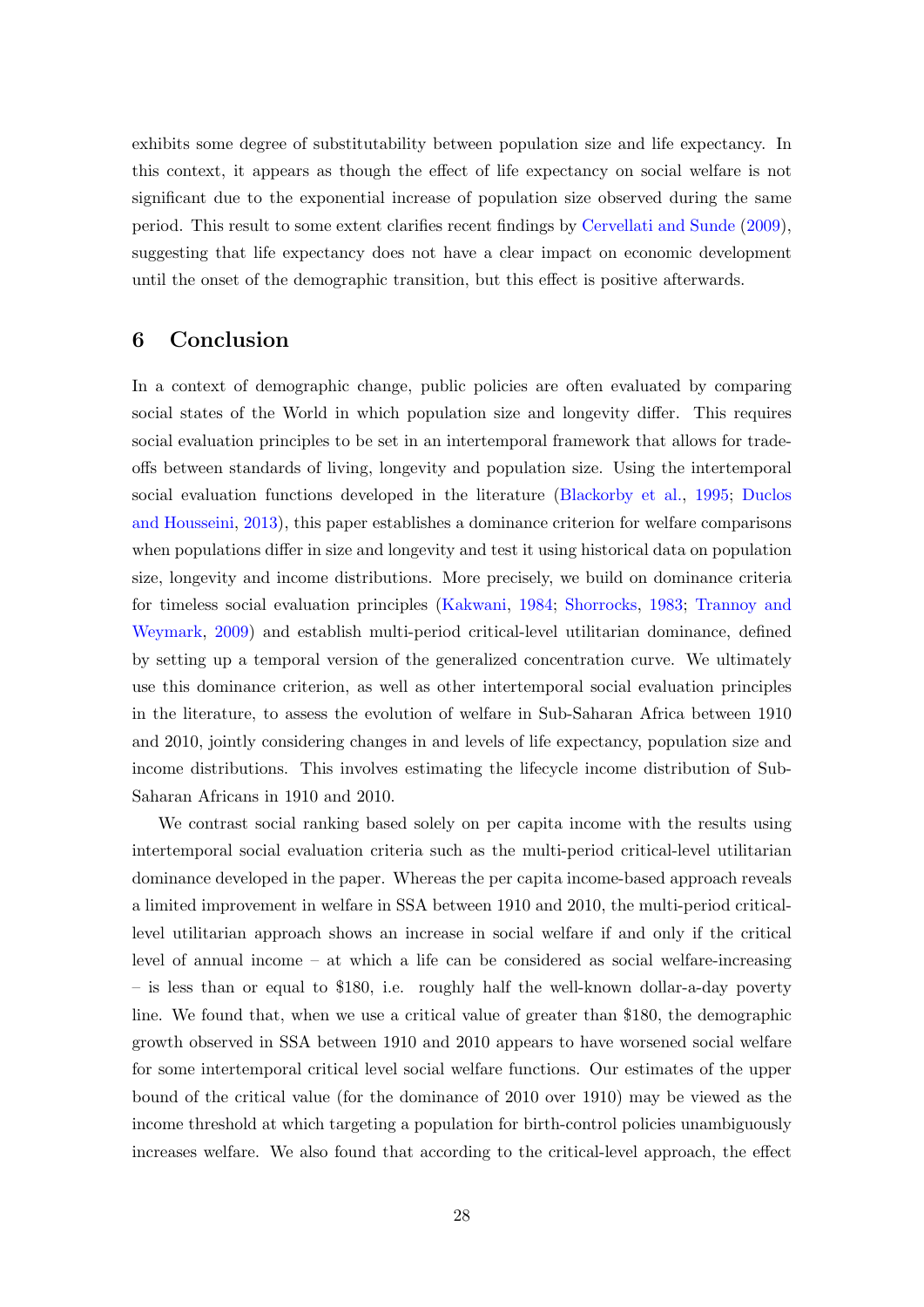exhibits some degree of substitutability between population size and life expectancy. In this context, it appears as though the effect of life expectancy on social welfare is not significant due to the exponential increase of population size observed during the same period. This result to some extent clarifies recent findings by Cervellati and Sunde (2009), suggesting that life expectancy does not have a clear impact on economic development until the onset of the demographic transition, but this effect is positive afterwards.

## 6 Conclusion

In a context of demographic change, public policies are often evaluated by comparing social states of the World in which population size and longevity differ. This requires social evaluation principles to be set in an intertemporal framework that allows for trade-offs between standards of living, longevity and population size. Using the intertemporal social evaluation functions developed in the literature (Blackorby et al., 1995; Duclos and Housseini, 2013), this paper establishes a dominance criterion for welfare comparisons when populations differ in size and longevity and test it using historical data on population size, longevity and income distributions. More precisely, we build on dominance criteria for timeless social evaluation principles (Kakwani, 1984; Shorrocks, 1983; Trannoy and Weymark, 2009) and establish multi-period critical-level utilitarian dominance, defined by setting up a temporal version of the generalized concentration curve. We ultimately use this dominance criterion, as well as other intertemporal social evaluation principles in the literature, to assess the evolution of welfare in Sub-Saharan Africa between 1910 and 2010, jointly considering changes in and levels of life expectancy, population size and income distributions. This involves estimating the lifecycle income distribution of Sub-Saharan Africans in 1910 and 2010.

We contrast social ranking based solely on per capita income with the results using intertemporal social evaluation criteria such as the multi-period critical-level utilitarian dominance developed in the paper. Whereas the per capita income-based approach reveals a limited improvement in welfare in SSA between 1910 and 2010, the multi-period critical-level utilitarian approach shows an increase in social welfare if and only if the critical level of annual income – at which a life can be considered as social welfare-increasing – is less than or equal to \$180, i.e. roughly half the well-known dollar-a-day poverty line. We found that, when we use a critical value of greater than \$180, the demographic growth observed in SSA between 1910 and 2010 appears to have worsened social welfare for some intertemporal critical level social welfare functions. Our estimates of the upper bound of the critical value (for the dominance of 2010 over 1910) may be viewed as the income threshold at which targeting a population for birth-control policies unambiguously increases welfare. We also found that according to the critical-level approach, the effect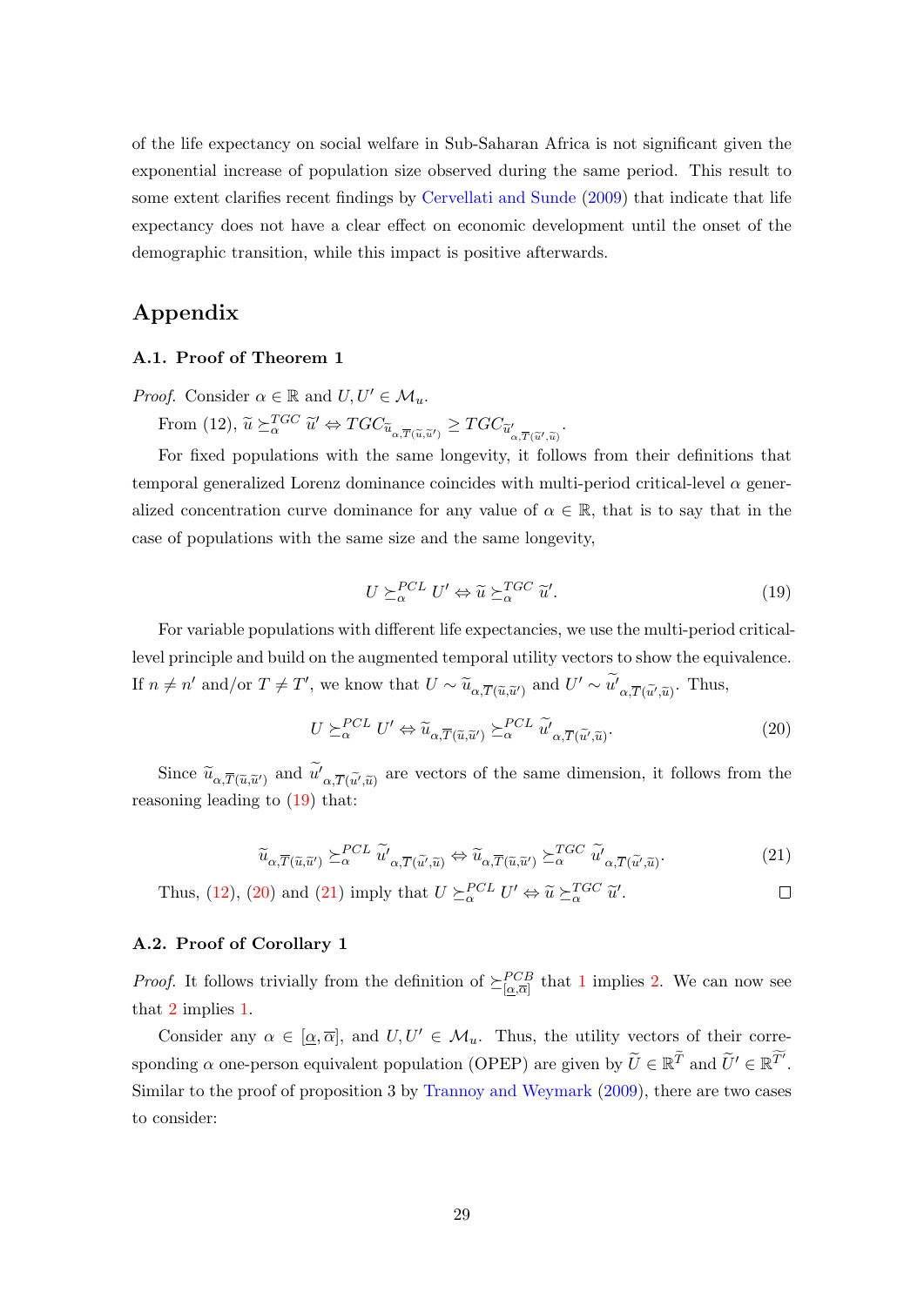of the life expectancy on social welfare in Sub-Saharan Africa is not significant given the exponential increase of population size observed during the same period. This result to some extent clarifies recent findings by Cervellati and Sunde (2009) that indicate that life expectancy does not have a clear effect on economic development until the onset of the demographic transition, while this impact is positive afterwards.

## Appendix

### A.1. Proof of Theorem 1

*Proof.* Consider $\alpha \in \mathbb{R}$ and $U, U' \in \mathcal{M}_u$.

From (12), $\widetilde{u} \succeq_\alpha^{TGC} \widetilde{u}' \Leftrightarrow TGC_{\widetilde{u}_{\alpha,\overline{T}(\widetilde{u},\widetilde{u}')}} \geq TGC_{\widetilde{u}'_{\alpha,\overline{T}(\widetilde{u}',\widetilde{u})}}$.

For fixed populations with the same longevity, it follows from their definitions that temporal generalized Lorenz dominance coincides with multi-period critical-level $\alpha$ generalized concentration curve dominance for any value of $\alpha \in \mathbb{R}$, that is to say that in the case of populations with the same size and the same longevity,

$$U \succeq_\alpha^{PCL} U' \Leftrightarrow \widetilde{u} \succeq_\alpha^{TGC} \widetilde{u}'. \tag{19}$$

For variable populations with different life expectancies, we use the multi-period critical-level principle and build on the augmented temporal utility vectors to show the equivalence. If $n \neq n'$ and/or $T \neq T'$, we know that $U \sim \widetilde{u}_{\alpha,\overline{T}(\widetilde{u},\widetilde{u}')}$ and $U' \sim \widetilde{u'}_{\alpha,\overline{T}(\widetilde{u}',\widetilde{u})}$. Thus,

$$U \succeq_\alpha^{PCL} U' \Leftrightarrow \widetilde{u}_{\alpha,\overline{T}(\widetilde{u},\widetilde{u}')} \succeq_\alpha^{PCL} \widetilde{u'}_{\alpha,\overline{T}(\widetilde{u}',\widetilde{u})}. \tag{20}$$

Since $\widetilde{u}_{\alpha,\overline{T}(\widetilde{u},\widetilde{u}')}$ and $\widetilde{u'}_{\alpha,\overline{T}(\widetilde{u}',\widetilde{u})}$ are vectors of the same dimension, it follows from the reasoning leading to (19) that:

$$\widetilde{u}_{\alpha,\overline{T}(\widetilde{u},\widetilde{u}')} \succeq_\alpha^{PCL} \widetilde{u'}_{\alpha,\overline{T}(\widetilde{u}',\widetilde{u})} \Leftrightarrow \widetilde{u}_{\alpha,\overline{T}(\widetilde{u},\widetilde{u}')} \succeq_\alpha^{TGC} \widetilde{u'}_{\alpha,\overline{T}(\widetilde{u}',\widetilde{u})}. \tag{21}$$

Thus, (12), (20) and (21) imply that $U \succeq_\alpha^{PCL} U' \Leftrightarrow \widetilde{u} \succeq_\alpha^{TGC} \widetilde{u}'$. □

### A.2. Proof of Corollary 1

*Proof.* It follows trivially from the definition of $\succeq_{[\underline{\alpha},\overline{\alpha}]}^{PCB}$ that 1 implies 2. We can now see that 2 implies 1.

Consider any $\alpha \in [\underline{\alpha}, \overline{\alpha}]$, and $U, U' \in \mathcal{M}_u$. Thus, the utility vectors of their corresponding $\alpha$ one-person equivalent population (OPEP) are given by $\widetilde{U} \in \mathbb{R}^{\widetilde{T}}$ and $\widetilde{U}' \in \mathbb{R}^{\widetilde{T}'}$. Similar to the proof of proposition 3 by Trannoy and Weymark (2009), there are two cases to consider: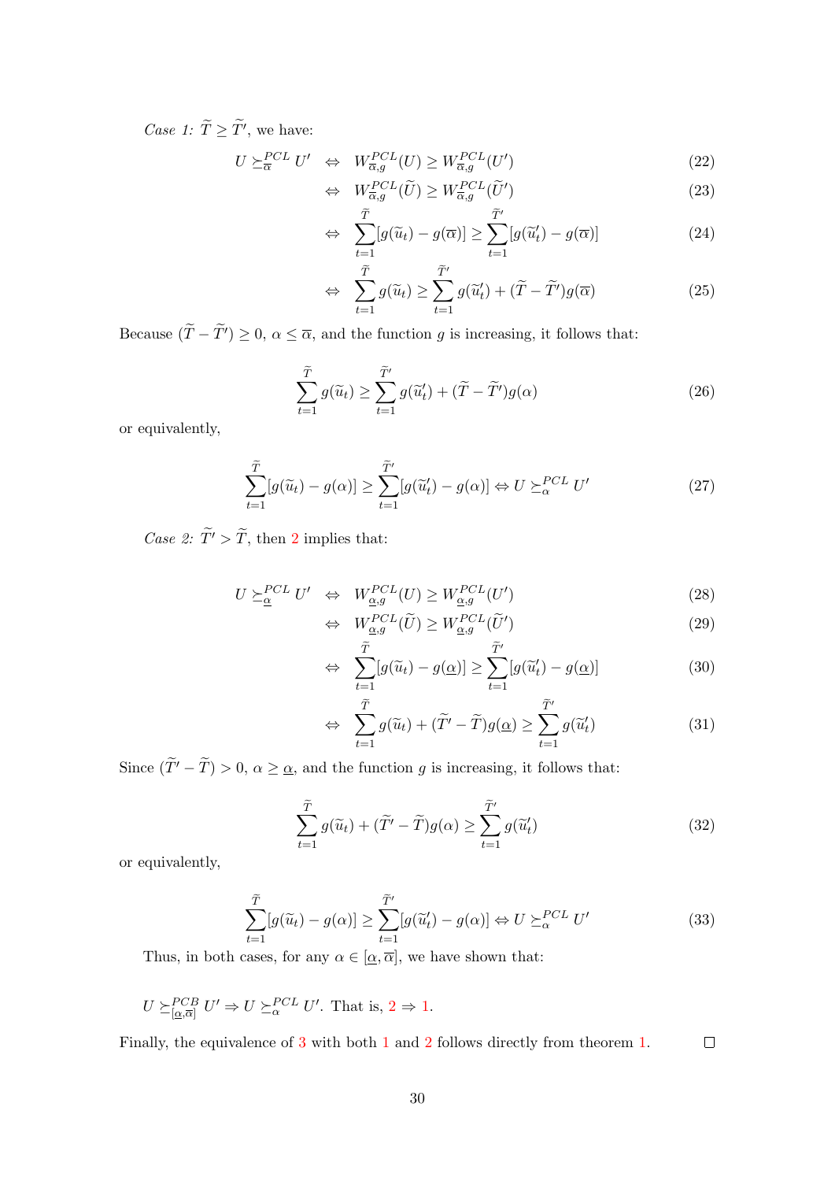*Case 1:* $\widetilde{T} \geq \widetilde{T}'$, we have:

$$
\begin{aligned}
U \succeq^{PCL}_{\overline{\alpha}} U' \quad &\Leftrightarrow \quad W^{PCL}_{\overline{\alpha},g}(U) \geq W^{PCL}_{\overline{\alpha},g}(U') &(22)\\
&\Leftrightarrow \quad W^{PCL}_{\overline{\alpha},g}(\widetilde{U}) \geq W^{PCL}_{\overline{\alpha},g}(\widetilde{U}') &(23)\\
&\Leftrightarrow \quad \sum_{t=1}^{\widetilde{T}} [g(\widetilde{u}_t) - g(\overline{\alpha})] \geq \sum_{t=1}^{\widetilde{T}'} [g(\widetilde{u}'_t) - g(\overline{\alpha})] &(24)\\
&\Leftrightarrow \quad \sum_{t=1}^{\widetilde{T}} g(\widetilde{u}_t) \geq \sum_{t=1}^{\widetilde{T}'} g(\widetilde{u}'_t) + (\widetilde{T} - \widetilde{T}')g(\overline{\alpha}) &(25)
\end{aligned}
$$

Because $(\widetilde{T} - \widetilde{T}') \geq 0$, $\alpha \leq \overline{\alpha}$, and the function $g$ is increasing, it follows that:

$$
\sum_{t=1}^{\widetilde{T}} g(\widetilde{u}_t) \geq \sum_{t=1}^{\widetilde{T}'} g(\widetilde{u}'_t) + (\widetilde{T} - \widetilde{T}')g(\alpha) \tag{26}
$$

or equivalently,

$$
\sum_{t=1}^{\widetilde{T}} [g(\widetilde{u}_t) - g(\alpha)] \geq \sum_{t=1}^{\widetilde{T}'} [g(\widetilde{u}'_t) - g(\alpha)] \Leftrightarrow U \succeq^{PCL}_{\alpha} U' \tag{27}
$$

*Case 2:* $\widetilde{T}' > \widetilde{T}$, then 2 implies that:

$$
\begin{aligned}
U \succeq^{PCL}_{\underline{\alpha}} U' \quad &\Leftrightarrow \quad W^{PCL}_{\underline{\alpha},g}(U) \geq W^{PCL}_{\underline{\alpha},g}(U') &(28)\\
&\Leftrightarrow \quad W^{PCL}_{\underline{\alpha},g}(\widetilde{U}) \geq W^{PCL}_{\underline{\alpha},g}(\widetilde{U}') &(29)\\
&\Leftrightarrow \quad \sum_{t=1}^{\widetilde{T}} [g(\widetilde{u}_t) - g(\underline{\alpha})] \geq \sum_{t=1}^{\widetilde{T}'} [g(\widetilde{u}'_t) - g(\underline{\alpha})] &(30)\\
&\Leftrightarrow \quad \sum_{t=1}^{\widetilde{T}} g(\widetilde{u}_t) + (\widetilde{T}' - \widetilde{T})g(\underline{\alpha}) \geq \sum_{t=1}^{\widetilde{T}'} g(\widetilde{u}'_t) &(31)
\end{aligned}
$$

Since $(\widetilde{T}' - \widetilde{T}) > 0$, $\alpha \geq \underline{\alpha}$, and the function $g$ is increasing, it follows that:

$$
\sum_{t=1}^{\widetilde{T}} g(\widetilde{u}_t) + (\widetilde{T}' - \widetilde{T})g(\alpha) \geq \sum_{t=1}^{\widetilde{T}'} g(\widetilde{u}'_t) \tag{32}
$$

or equivalently,

$$
\sum_{t=1}^{\widetilde{T}} [g(\widetilde{u}_t) - g(\alpha)] \geq \sum_{t=1}^{\widetilde{T}'} [g(\widetilde{u}'_t) - g(\alpha)] \Leftrightarrow U \succeq^{PCL}_{\alpha} U' \tag{33}
$$

Thus, in both cases, for any $\alpha \in [\underline{\alpha}, \overline{\alpha}]$, we have shown that:

$U \succeq^{PCB}_{[\underline{\alpha},\overline{\alpha}]} U' \Rightarrow U \succeq^{PCL}_{\alpha} U'$. That is, 2 $\Rightarrow$ 1.

Finally, the equivalence of 3 with both 1 and 2 follows directly from theorem 1. $\square$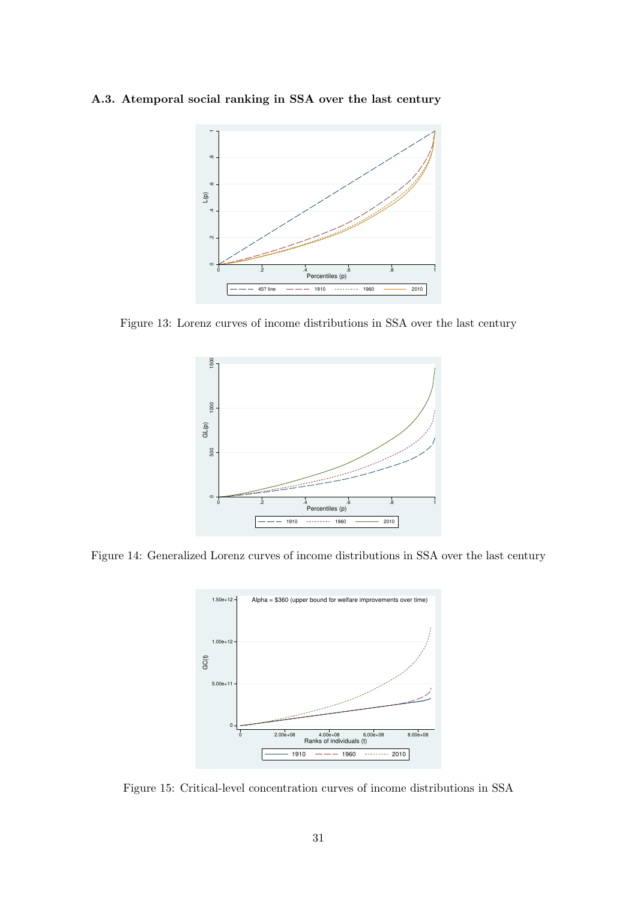### A.3. Atemporal social ranking in SSA over the last century

Figure 13: Lorenz curves of income distributions in SSA over the last century

Figure 14: Generalized Lorenz curves of income distributions in SSA over the last century

Figure 15: Critical-level concentration curves of income distributions in SSA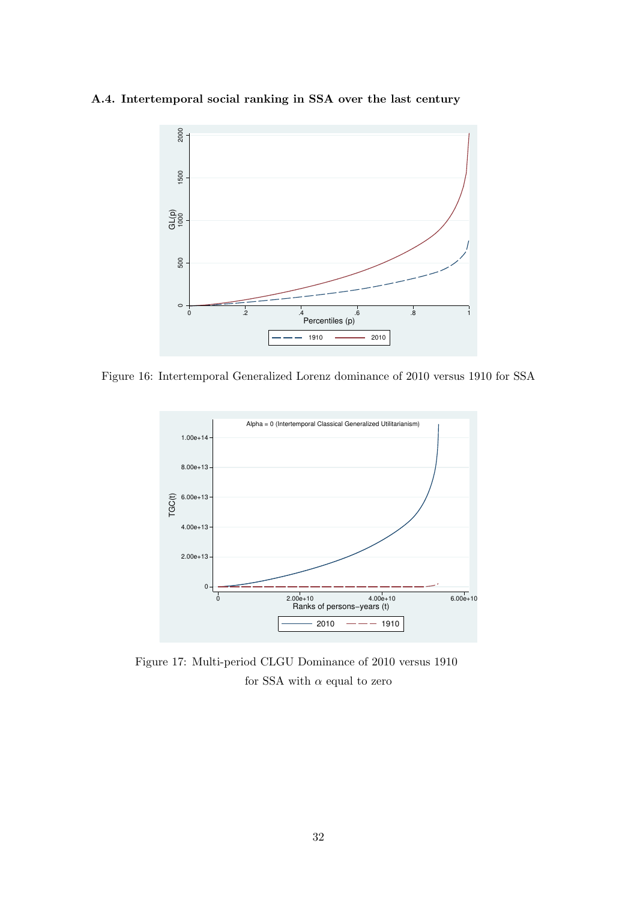### A.4. Intertemporal social ranking in SSA over the last century

Figure 16: Intertemporal Generalized Lorenz dominance of 2010 versus 1910 for SSA

Figure 17: Multi-period CLGU Dominance of 2010 versus 1910 for SSA with $\alpha$ equal to zero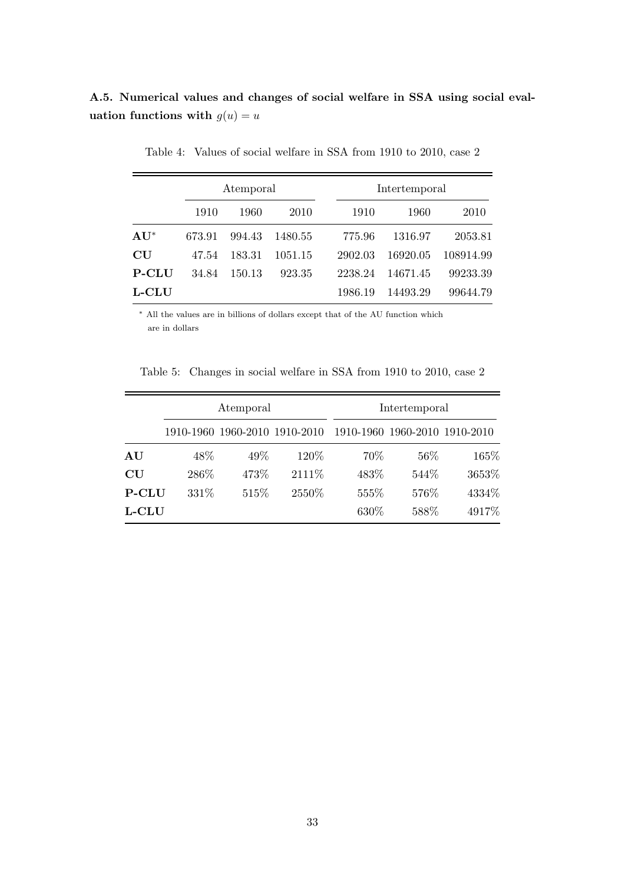### A.5. Numerical values and changes of social welfare in SSA using social evaluation functions with $g(u) = u$

Table 4: Values of social welfare in SSA from 1910 to 2010, case 2

| | Atemporal | | | Intertemporal | | |
|---|---|---|---|---|---|---|
| | 1910 | 1960 | 2010 | 1910 | 1960 | 2010 |
| **AU**\* | 673.91 | 994.43 | 1480.55 | 775.96 | 1316.97 | 2053.81 |
| **CU** | 47.54 | 183.31 | 1051.15 | 2902.03 | 16920.05 | 108914.99 |
| **P-CLU** | 34.84 | 150.13 | 923.35 | 2238.24 | 14671.45 | 99233.39 |
| **L-CLU** | | | | 1986.19 | 14493.29 | 99644.79 |

\* All the values are in billions of dollars except that of the AU function which are in dollars

Table 5: Changes in social welfare in SSA from 1910 to 2010, case 2

| | Atemporal | | | Intertemporal | | |
|---|---|---|---|---|---|---|
| | 1910-1960 | 1960-2010 | 1910-2010 | 1910-1960 | 1960-2010 | 1910-2010 |
| **AU** | 48% | 49% | 120% | 70% | 56% | 165% |
| **CU** | 286% | 473% | 2111% | 483% | 544% | 3653% |
| **P-CLU** | 331% | 515% | 2550% | 555% | 576% | 4334% |
| **L-CLU** | | | | 630% | 588% | 4917% |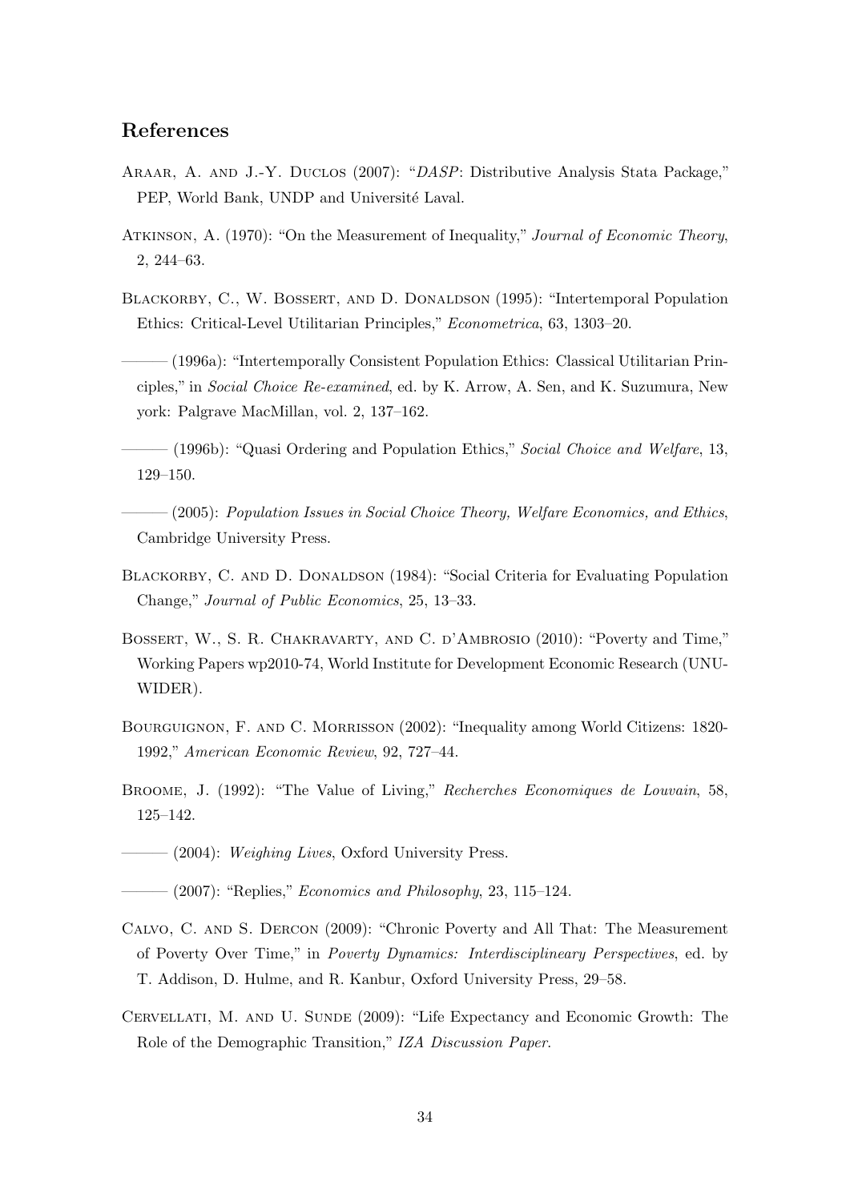## References

Araar, A. and J.-Y. Duclos (2007): "*DASP*: Distributive Analysis Stata Package," PEP, World Bank, UNDP and Université Laval.

Atkinson, A. (1970): "On the Measurement of Inequality," *Journal of Economic Theory*, 2, 244–63.

Blackorby, C., W. Bossert, and D. Donaldson (1995): "Intertemporal Population Ethics: Critical-Level Utilitarian Principles," *Econometrica*, 63, 1303–20.

——— (1996a): "Intertemporally Consistent Population Ethics: Classical Utilitarian Principles," in *Social Choice Re-examined*, ed. by K. Arrow, A. Sen, and K. Suzumura, New york: Palgrave MacMillan, vol. 2, 137–162.

——— (1996b): "Quasi Ordering and Population Ethics," *Social Choice and Welfare*, 13, 129–150.

——— (2005): *Population Issues in Social Choice Theory, Welfare Economics, and Ethics*, Cambridge University Press.

Blackorby, C. and D. Donaldson (1984): "Social Criteria for Evaluating Population Change," *Journal of Public Economics*, 25, 13–33.

Bossert, W., S. R. Chakravarty, and C. d'Ambrosio (2010): "Poverty and Time," Working Papers wp2010-74, World Institute for Development Economic Research (UNU-WIDER).

Bourguignon, F. and C. Morrisson (2002): "Inequality among World Citizens: 1820-1992," *American Economic Review*, 92, 727–44.

Broome, J. (1992): "The Value of Living," *Recherches Economiques de Louvain*, 58, 125–142.

——— (2004): *Weighing Lives*, Oxford University Press.

——— (2007): "Replies," *Economics and Philosophy*, 23, 115–124.

Calvo, C. and S. Dercon (2009): "Chronic Poverty and All That: The Measurement of Poverty Over Time," in *Poverty Dynamics: Interdisciplineary Perspectives*, ed. by T. Addison, D. Hulme, and R. Kanbur, Oxford University Press, 29–58.

Cervellati, M. and U. Sunde (2009): "Life Expectancy and Economic Growth: The Role of the Demographic Transition," *IZA Discussion Paper*.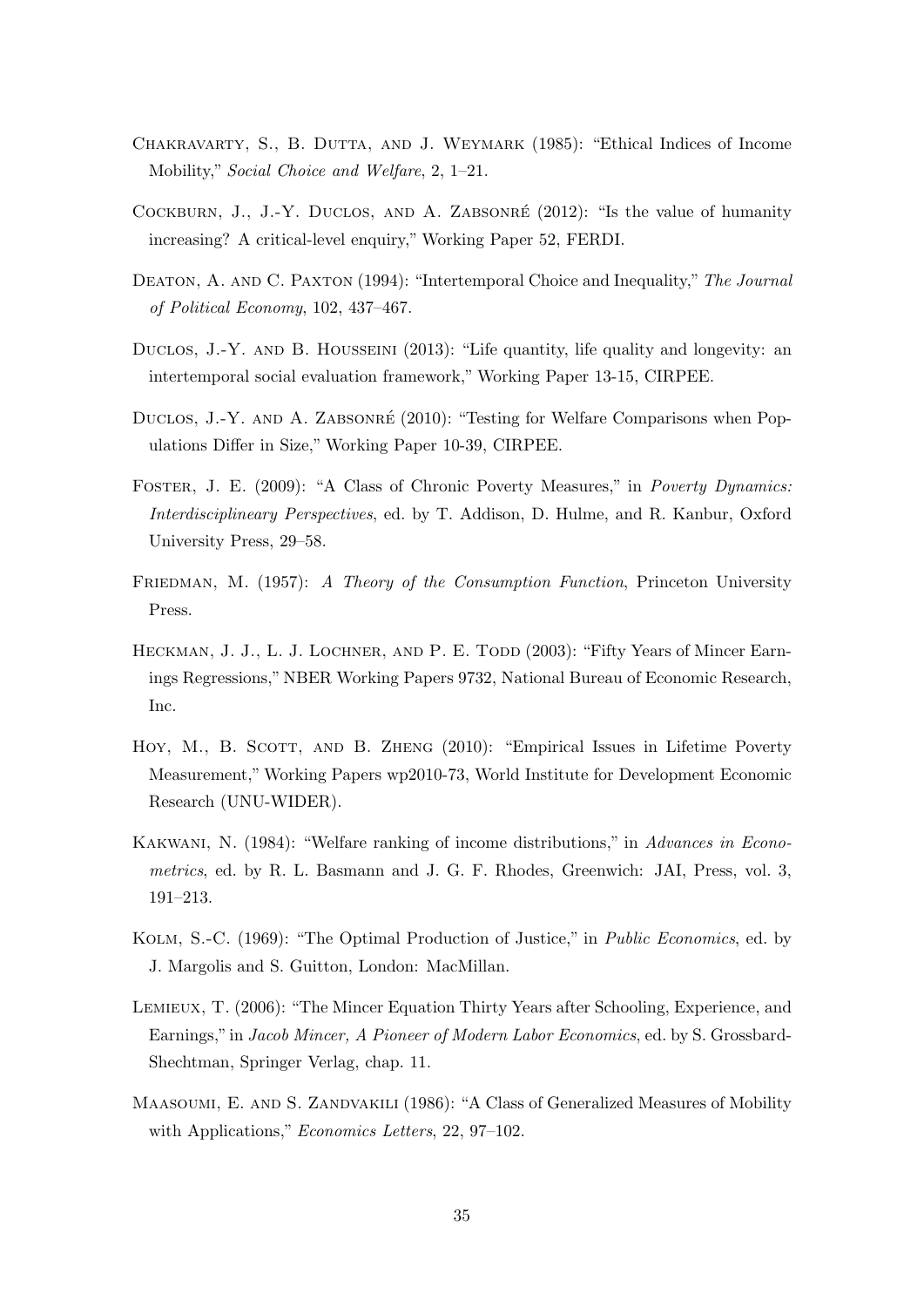Chakravarty, S., B. Dutta, and J. Weymark (1985): "Ethical Indices of Income Mobility," *Social Choice and Welfare*, 2, 1–21.

Cockburn, J., J.-Y. Duclos, and A. Zabsonré (2012): "Is the value of humanity increasing? A critical-level enquiry," Working Paper 52, FERDI.

Deaton, A. and C. Paxton (1994): "Intertemporal Choice and Inequality," *The Journal of Political Economy*, 102, 437–467.

Duclos, J.-Y. and B. Housseini (2013): "Life quantity, life quality and longevity: an intertemporal social evaluation framework," Working Paper 13-15, CIRPEE.

Duclos, J.-Y. and A. Zabsonré (2010): "Testing for Welfare Comparisons when Populations Differ in Size," Working Paper 10-39, CIRPEE.

Foster, J. E. (2009): "A Class of Chronic Poverty Measures," in *Poverty Dynamics: Interdisciplineary Perspectives*, ed. by T. Addison, D. Hulme, and R. Kanbur, Oxford University Press, 29–58.

Friedman, M. (1957): *A Theory of the Consumption Function*, Princeton University Press.

Heckman, J. J., L. J. Lochner, and P. E. Todd (2003): "Fifty Years of Mincer Earnings Regressions," NBER Working Papers 9732, National Bureau of Economic Research, Inc.

Hoy, M., B. Scott, and B. Zheng (2010): "Empirical Issues in Lifetime Poverty Measurement," Working Papers wp2010-73, World Institute for Development Economic Research (UNU-WIDER).

Kakwani, N. (1984): "Welfare ranking of income distributions," in *Advances in Econometrics*, ed. by R. L. Basmann and J. G. F. Rhodes, Greenwich: JAI, Press, vol. 3, 191–213.

Kolm, S.-C. (1969): "The Optimal Production of Justice," in *Public Economics*, ed. by J. Margolis and S. Guitton, London: MacMillan.

Lemieux, T. (2006): "The Mincer Equation Thirty Years after Schooling, Experience, and Earnings," in *Jacob Mincer, A Pioneer of Modern Labor Economics*, ed. by S. Grossbard-Shechtman, Springer Verlag, chap. 11.

Maasoumi, E. and S. Zandvakili (1986): "A Class of Generalized Measures of Mobility with Applications," *Economics Letters*, 22, 97–102.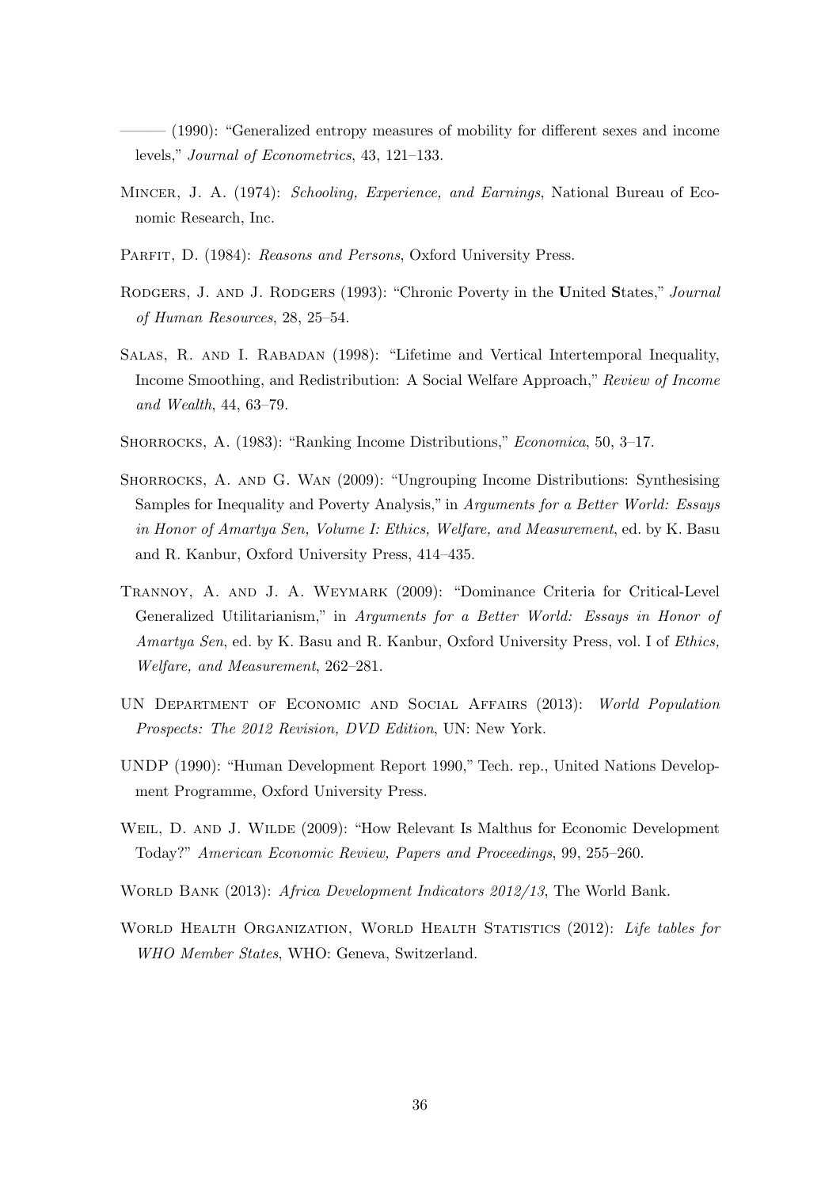——— (1990): "Generalized entropy measures of mobility for different sexes and income levels," *Journal of Econometrics*, 43, 121–133.

Mincer, J. A. (1974): *Schooling, Experience, and Earnings*, National Bureau of Economic Research, Inc.

Parfit, D. (1984): *Reasons and Persons*, Oxford University Press.

Rodgers, J. and J. Rodgers (1993): "Chronic Poverty in the **U**nited **S**tates," *Journal of Human Resources*, 28, 25–54.

Salas, R. and I. Rabadan (1998): "Lifetime and Vertical Intertemporal Inequality, Income Smoothing, and Redistribution: A Social Welfare Approach," *Review of Income and Wealth*, 44, 63–79.

Shorrocks, A. (1983): "Ranking Income Distributions," *Economica*, 50, 3–17.

Shorrocks, A. and G. Wan (2009): "Ungrouping Income Distributions: Synthesising Samples for Inequality and Poverty Analysis," in *Arguments for a Better World: Essays in Honor of Amartya Sen, Volume I: Ethics, Welfare, and Measurement*, ed. by K. Basu and R. Kanbur, Oxford University Press, 414–435.

Trannoy, A. and J. A. Weymark (2009): "Dominance Criteria for Critical-Level Generalized Utilitarianism," in *Arguments for a Better World: Essays in Honor of Amartya Sen*, ed. by K. Basu and R. Kanbur, Oxford University Press, vol. I of *Ethics, Welfare, and Measurement*, 262–281.

UN Department of Economic and Social Affairs (2013): *World Population Prospects: The 2012 Revision, DVD Edition*, UN: New York.

UNDP (1990): "Human Development Report 1990," Tech. rep., United Nations Development Programme, Oxford University Press.

Weil, D. and J. Wilde (2009): "How Relevant Is Malthus for Economic Development Today?" *American Economic Review, Papers and Proceedings*, 99, 255–260.

World Bank (2013): *Africa Development Indicators 2012/13*, The World Bank.

World Health Organization, World Health Statistics (2012): *Life tables for WHO Member States*, WHO: Geneva, Switzerland.